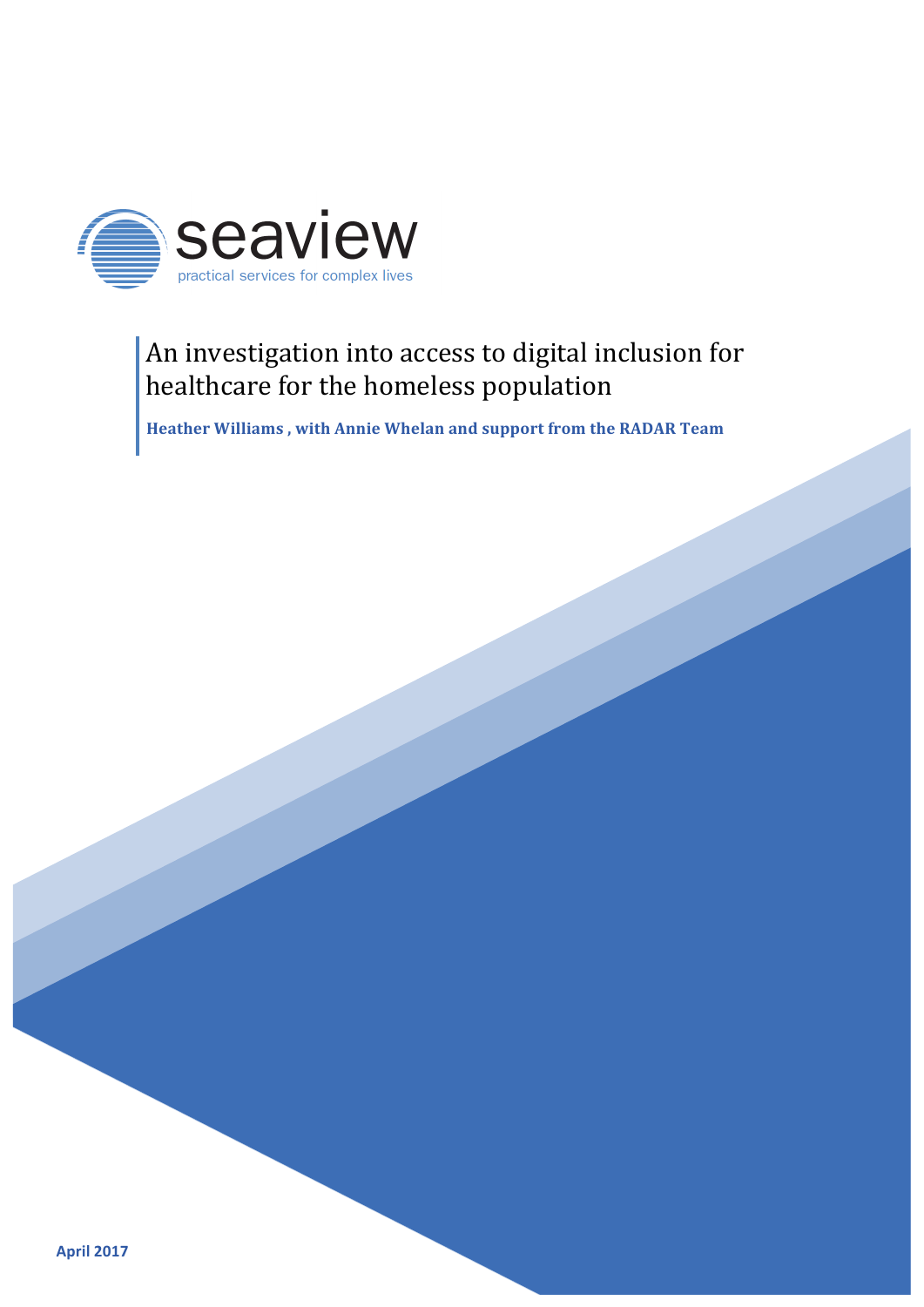seaview

practical services for complex lives

# An investigation into access to digital inclusion for healthcare for the homeless population

**Heather Williams , with Annie Whelan and support from the RADAR Team**

**April 2017**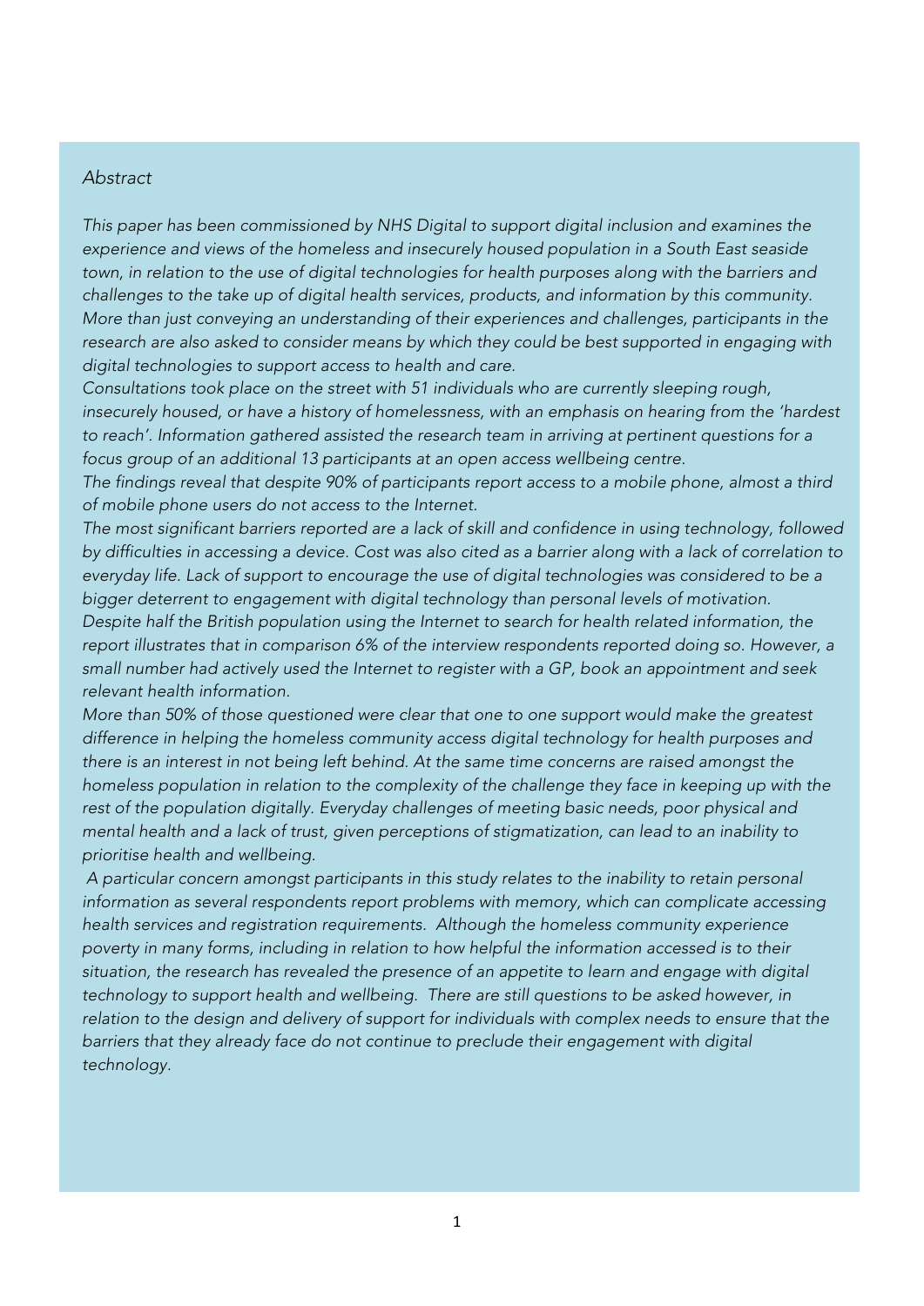*Abstract*

*This paper has been commissioned by NHS Digital to support digital inclusion and examines the experience and views of the homeless and insecurely housed population in a South East seaside town, in relation to the use of digital technologies for health purposes along with the barriers and challenges to the take up of digital health services, products, and information by this community. More than just conveying an understanding of their experiences and challenges, participants in the research are also asked to consider means by which they could be best supported in engaging with digital technologies to support access to health and care.*

*Consultations took place on the street with 51 individuals who are currently sleeping rough, insecurely housed, or have a history of homelessness, with an emphasis on hearing from the 'hardest to reach'. Information gathered assisted the research team in arriving at pertinent questions for a focus group of an additional 13 participants at an open access wellbeing centre.*

*The findings reveal that despite 90% of participants report access to a mobile phone, almost a third of mobile phone users do not access to the Internet.*

*The most significant barriers reported are a lack of skill and confidence in using technology, followed by difficulties in accessing a device. Cost was also cited as a barrier along with a lack of correlation to everyday life. Lack of support to encourage the use of digital technologies was considered to be a bigger deterrent to engagement with digital technology than personal levels of motivation.*

*Despite half the British population using the Internet to search for health related information, the report illustrates that in comparison 6% of the interview respondents reported doing so. However, a small number had actively used the Internet to register with a GP, book an appointment and seek relevant health information.*

*More than 50% of those questioned were clear that one to one support would make the greatest difference in helping the homeless community access digital technology for health purposes and there is an interest in not being left behind. At the same time concerns are raised amongst the homeless population in relation to the complexity of the challenge they face in keeping up with the rest of the population digitally. Everyday challenges of meeting basic needs, poor physical and mental health and a lack of trust, given perceptions of stigmatization, can lead to an inability to prioritise health and wellbeing.*

*A particular concern amongst participants in this study relates to the inability to retain personal information as several respondents report problems with memory, which can complicate accessing health services and registration requirements. Although the homeless community experience poverty in many forms, including in relation to how helpful the information accessed is to their situation, the research has revealed the presence of an appetite to learn and engage with digital technology to support health and wellbeing. There are still questions to be asked however, in relation to the design and delivery of support for individuals with complex needs to ensure that the barriers that they already face do not continue to preclude their engagement with digital technology.*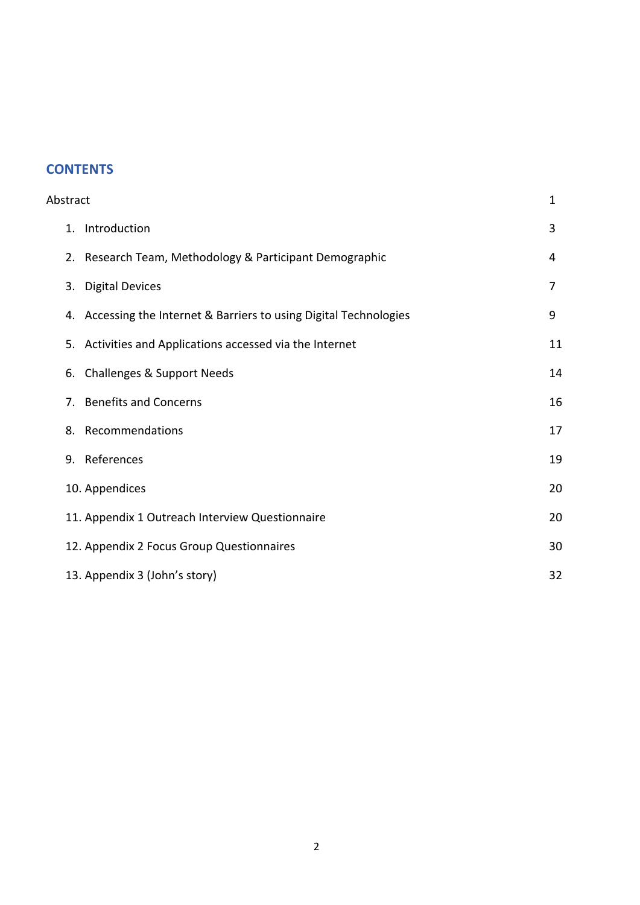## CONTENTS

| | |
|---|---|
| Abstract | 1 |
| 1. Introduction | 3 |
| 2. Research Team, Methodology & Participant Demographic | 4 |
| 3. Digital Devices | 7 |
| 4. Accessing the Internet & Barriers to using Digital Technologies | 9 |
| 5. Activities and Applications accessed via the Internet | 11 |
| 6. Challenges & Support Needs | 14 |
| 7. Benefits and Concerns | 16 |
| 8. Recommendations | 17 |
| 9. References | 19 |
| 10. Appendices | 20 |
| 11. Appendix 1 Outreach Interview Questionnaire | 20 |
| 12. Appendix 2 Focus Group Questionnaires | 30 |
| 13. Appendix 3 (John's story) | 32 |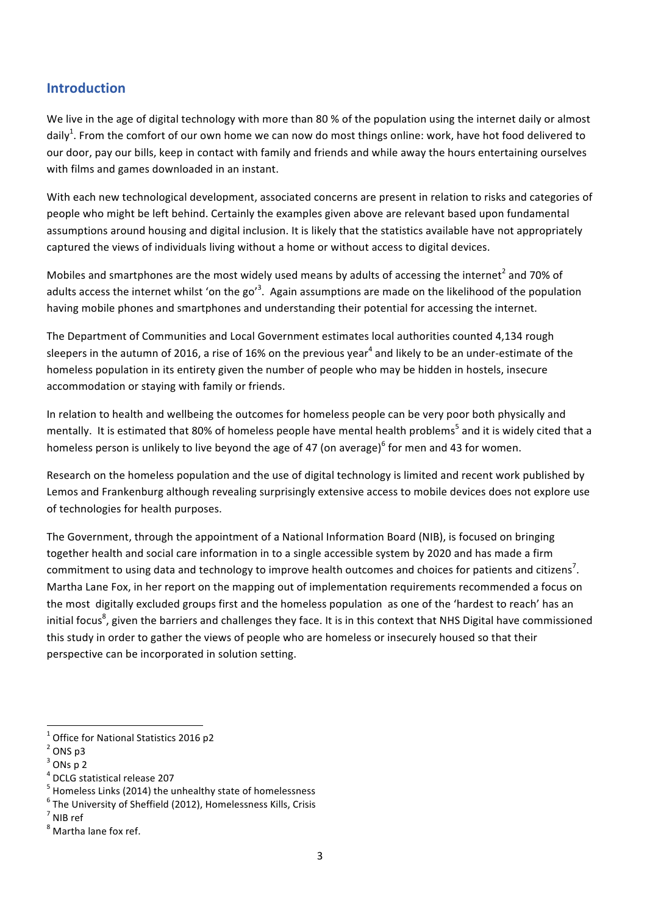## Introduction

We live in the age of digital technology with more than 80 % of the population using the internet daily or almost daily[1]. From the comfort of our own home we can now do most things online: work, have hot food delivered to our door, pay our bills, keep in contact with family and friends and while away the hours entertaining ourselves with films and games downloaded in an instant.

With each new technological development, associated concerns are present in relation to risks and categories of people who might be left behind. Certainly the examples given above are relevant based upon fundamental assumptions around housing and digital inclusion. It is likely that the statistics available have not appropriately captured the views of individuals living without a home or without access to digital devices.

Mobiles and smartphones are the most widely used means by adults of accessing the internet[2] and 70% of adults access the internet whilst 'on the go'[3]. Again assumptions are made on the likelihood of the population having mobile phones and smartphones and understanding their potential for accessing the internet.

The Department of Communities and Local Government estimates local authorities counted 4,134 rough sleepers in the autumn of 2016, a rise of 16% on the previous year[4] and likely to be an under-estimate of the homeless population in its entirety given the number of people who may be hidden in hostels, insecure accommodation or staying with family or friends.

In relation to health and wellbeing the outcomes for homeless people can be very poor both physically and mentally. It is estimated that 80% of homeless people have mental health problems[5] and it is widely cited that a homeless person is unlikely to live beyond the age of 47 (on average)[6] for men and 43 for women.

Research on the homeless population and the use of digital technology is limited and recent work published by Lemos and Frankenburg although revealing surprisingly extensive access to mobile devices does not explore use of technologies for health purposes.

The Government, through the appointment of a National Information Board (NIB), is focused on bringing together health and social care information in to a single accessible system by 2020 and has made a firm commitment to using data and technology to improve health outcomes and choices for patients and citizens[7]. Martha Lane Fox, in her report on the mapping out of implementation requirements recommended a focus on the most digitally excluded groups first and the homeless population as one of the 'hardest to reach' has an initial focus[8], given the barriers and challenges they face. It is in this context that NHS Digital have commissioned this study in order to gather the views of people who are homeless or insecurely housed so that their perspective can be incorporated in solution setting.

---

[1] Office for National Statistics 2016 p2

[2] ONS p3

[3] ONs p 2

[4] DCLG statistical release 207

[5] Homeless Links (2014) the unhealthy state of homelessness

[6] The University of Sheffield (2012), Homelessness Kills, Crisis

[7] NIB ref

[8] Martha lane fox ref.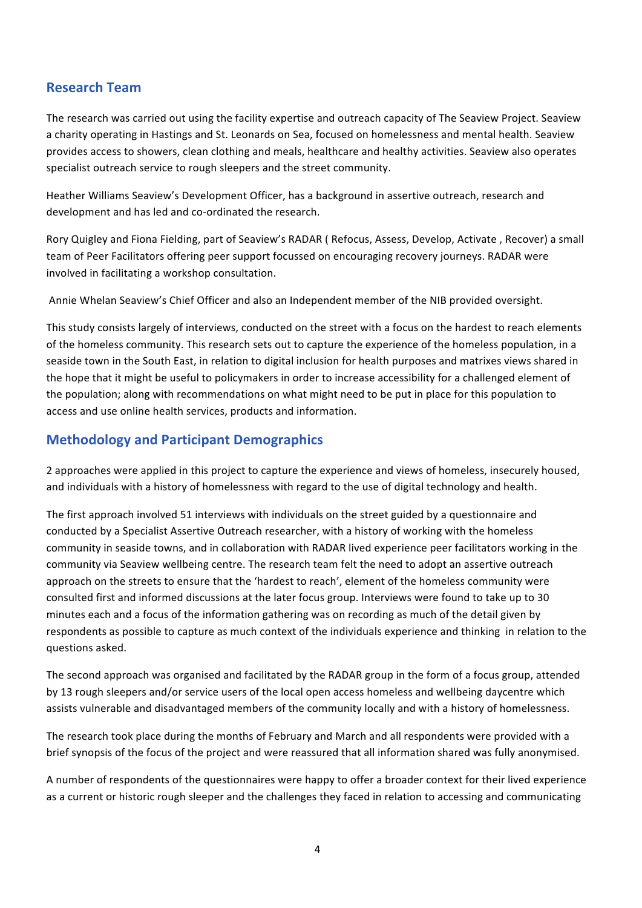## Research Team

The research was carried out using the facility expertise and outreach capacity of The Seaview Project. Seaview a charity operating in Hastings and St. Leonards on Sea, focused on homelessness and mental health. Seaview provides access to showers, clean clothing and meals, healthcare and healthy activities. Seaview also operates specialist outreach service to rough sleepers and the street community.

Heather Williams Seaview's Development Officer, has a background in assertive outreach, research and development and has led and co-ordinated the research.

Rory Quigley and Fiona Fielding, part of Seaview's RADAR ( Refocus, Assess, Develop, Activate , Recover) a small team of Peer Facilitators offering peer support focussed on encouraging recovery journeys. RADAR were involved in facilitating a workshop consultation.

Annie Whelan Seaview's Chief Officer and also an Independent member of the NIB provided oversight.

This study consists largely of interviews, conducted on the street with a focus on the hardest to reach elements of the homeless community. This research sets out to capture the experience of the homeless population, in a seaside town in the South East, in relation to digital inclusion for health purposes and matrixes views shared in the hope that it might be useful to policymakers in order to increase accessibility for a challenged element of the population; along with recommendations on what might need to be put in place for this population to access and use online health services, products and information.

## Methodology and Participant Demographics

2 approaches were applied in this project to capture the experience and views of homeless, insecurely housed, and individuals with a history of homelessness with regard to the use of digital technology and health.

The first approach involved 51 interviews with individuals on the street guided by a questionnaire and conducted by a Specialist Assertive Outreach researcher, with a history of working with the homeless community in seaside towns, and in collaboration with RADAR lived experience peer facilitators working in the community via Seaview wellbeing centre. The research team felt the need to adopt an assertive outreach approach on the streets to ensure that the 'hardest to reach', element of the homeless community were consulted first and informed discussions at the later focus group. Interviews were found to take up to 30 minutes each and a focus of the information gathering was on recording as much of the detail given by respondents as possible to capture as much context of the individuals experience and thinking in relation to the questions asked.

The second approach was organised and facilitated by the RADAR group in the form of a focus group, attended by 13 rough sleepers and/or service users of the local open access homeless and wellbeing daycentre which assists vulnerable and disadvantaged members of the community locally and with a history of homelessness.

The research took place during the months of February and March and all respondents were provided with a brief synopsis of the focus of the project and were reassured that all information shared was fully anonymised.

A number of respondents of the questionnaires were happy to offer a broader context for their lived experience as a current or historic rough sleeper and the challenges they faced in relation to accessing and communicating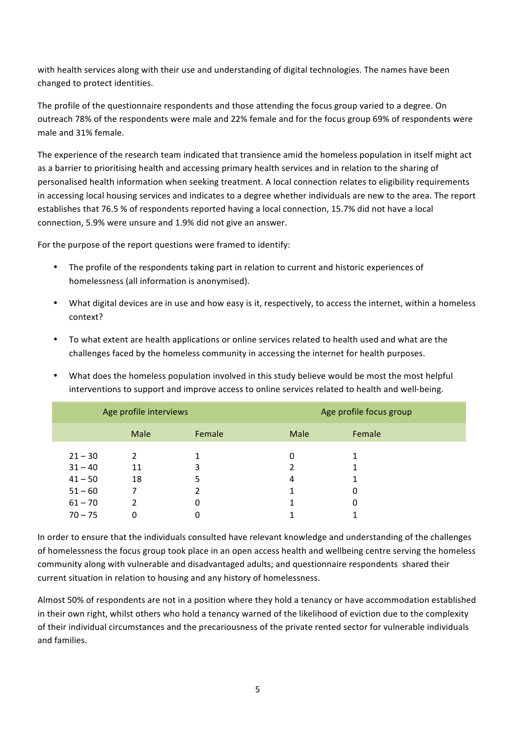with health services along with their use and understanding of digital technologies. The names have been changed to protect identities.

The profile of the questionnaire respondents and those attending the focus group varied to a degree. On outreach 78% of the respondents were male and 22% female and for the focus group 69% of respondents were male and 31% female.

The experience of the research team indicated that transience amid the homeless population in itself might act as a barrier to prioritising health and accessing primary health services and in relation to the sharing of personalised health information when seeking treatment. A local connection relates to eligibility requirements in accessing local housing services and indicates to a degree whether individuals are new to the area. The report establishes that 76.5 % of respondents reported having a local connection, 15.7% did not have a local connection, 5.9% were unsure and 1.9% did not give an answer.

For the purpose of the report questions were framed to identify:

- The profile of the respondents taking part in relation to current and historic experiences of homelessness (all information is anonymised).
- What digital devices are in use and how easy is it, respectively, to access the internet, within a homeless context?
- To what extent are health applications or online services related to health used and what are the challenges faced by the homeless community in accessing the internet for health purposes.
- What does the homeless population involved in this study believe would be most the most helpful interventions to support and improve access to online services related to health and well-being.

| | Age profile interviews | | Age profile focus group | |
|---|---|---|---|---|
| | Male | Female | Male | Female |
| 21 – 30 | 2 | 1 | 0 | 1 |
| 31 – 40 | 11 | 3 | 2 | 1 |
| 41 – 50 | 18 | 5 | 4 | 1 |
| 51 – 60 | 7 | 2 | 1 | 0 |
| 61 – 70 | 2 | 0 | 1 | 0 |
| 70 – 75 | 0 | 0 | 1 | 1 |

In order to ensure that the individuals consulted have relevant knowledge and understanding of the challenges of homelessness the focus group took place in an open access health and wellbeing centre serving the homeless community along with vulnerable and disadvantaged adults; and questionnaire respondents shared their current situation in relation to housing and any history of homelessness.

Almost 50% of respondents are not in a position where they hold a tenancy or have accommodation established in their own right, whilst others who hold a tenancy warned of the likelihood of eviction due to the complexity of their individual circumstances and the precariousness of the private rented sector for vulnerable individuals and families.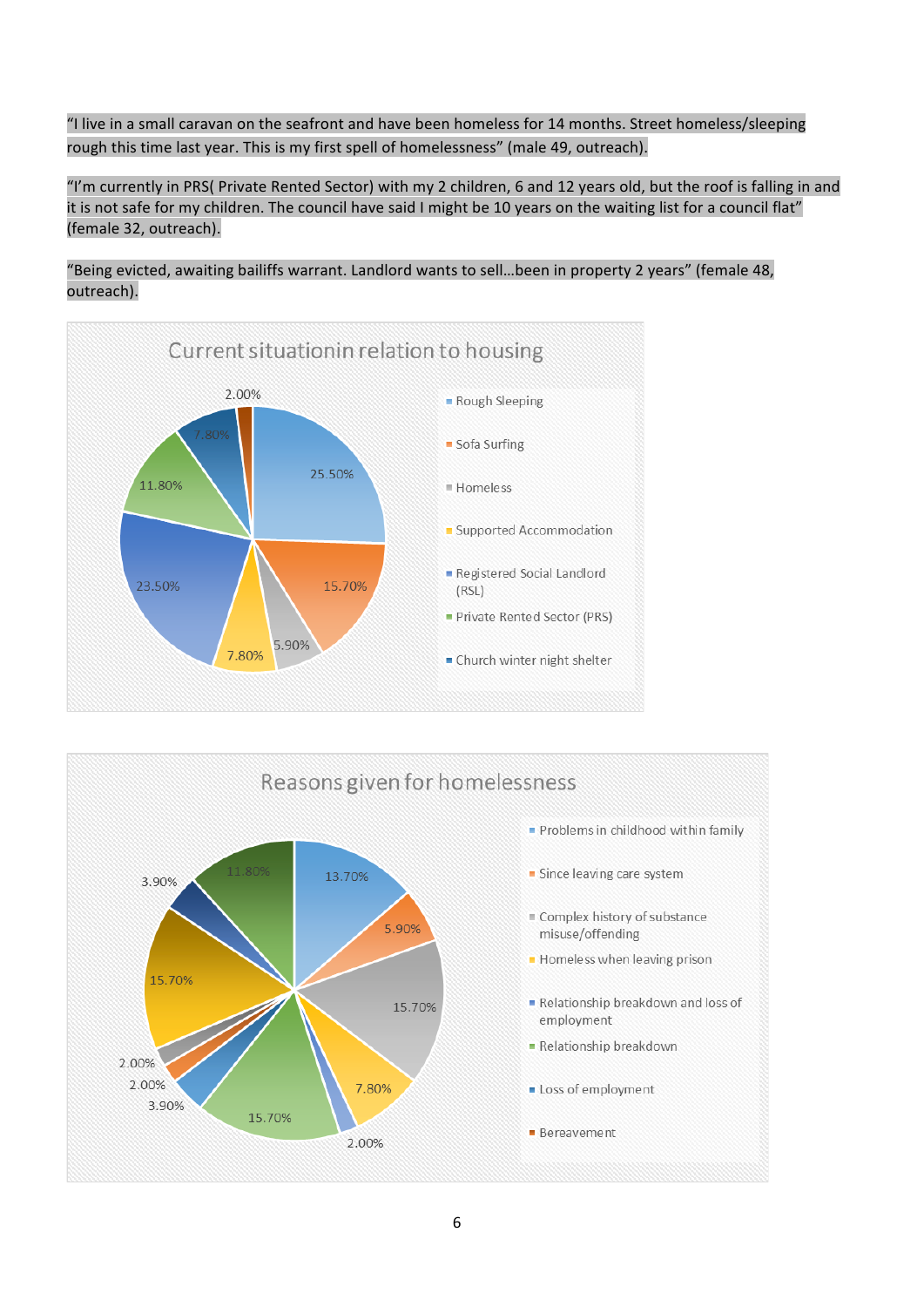"I live in a small caravan on the seafront and have been homeless for 14 months. Street homeless/sleeping rough this time last year. This is my first spell of homelessness" (male 49, outreach).

"I'm currently in PRS( Private Rented Sector) with my 2 children, 6 and 12 years old, but the roof is falling in and it is not safe for my children. The council have said I might be 10 years on the waiting list for a council flat" (female 32, outreach).

"Being evicted, awaiting bailiffs warrant. Landlord wants to sell…been in property 2 years" (female 48, outreach).

**Current situationin relation to housing**

| Category | Percentage |
| --- | --- |
| Rough Sleeping | 25.50% |
| Sofa Surfing | 15.70% |
| Homeless | 5.90% |
| Supported Accommodation | 7.80% |
| Registered Social Landlord (RSL) | 23.50% |
| Private Rented Sector (PRS) | 11.80% |
| Church winter night shelter | 7.80% |
| (unlabelled) | 2.00% |

**Reasons given for homelessness**

Legend: Problems in childhood within family; Since leaving care system; Complex history of substance misuse/offending; Homeless when leaving prison; Relationship breakdown and loss of employment; Relationship breakdown; Loss of employment; Bereavement

Values shown: 13.70%, 5.90%, 15.70%, 7.80%, 2.00%, 15.70%, 3.90%, 2.00%, 2.00%, 15.70%, 3.90%, 11.80%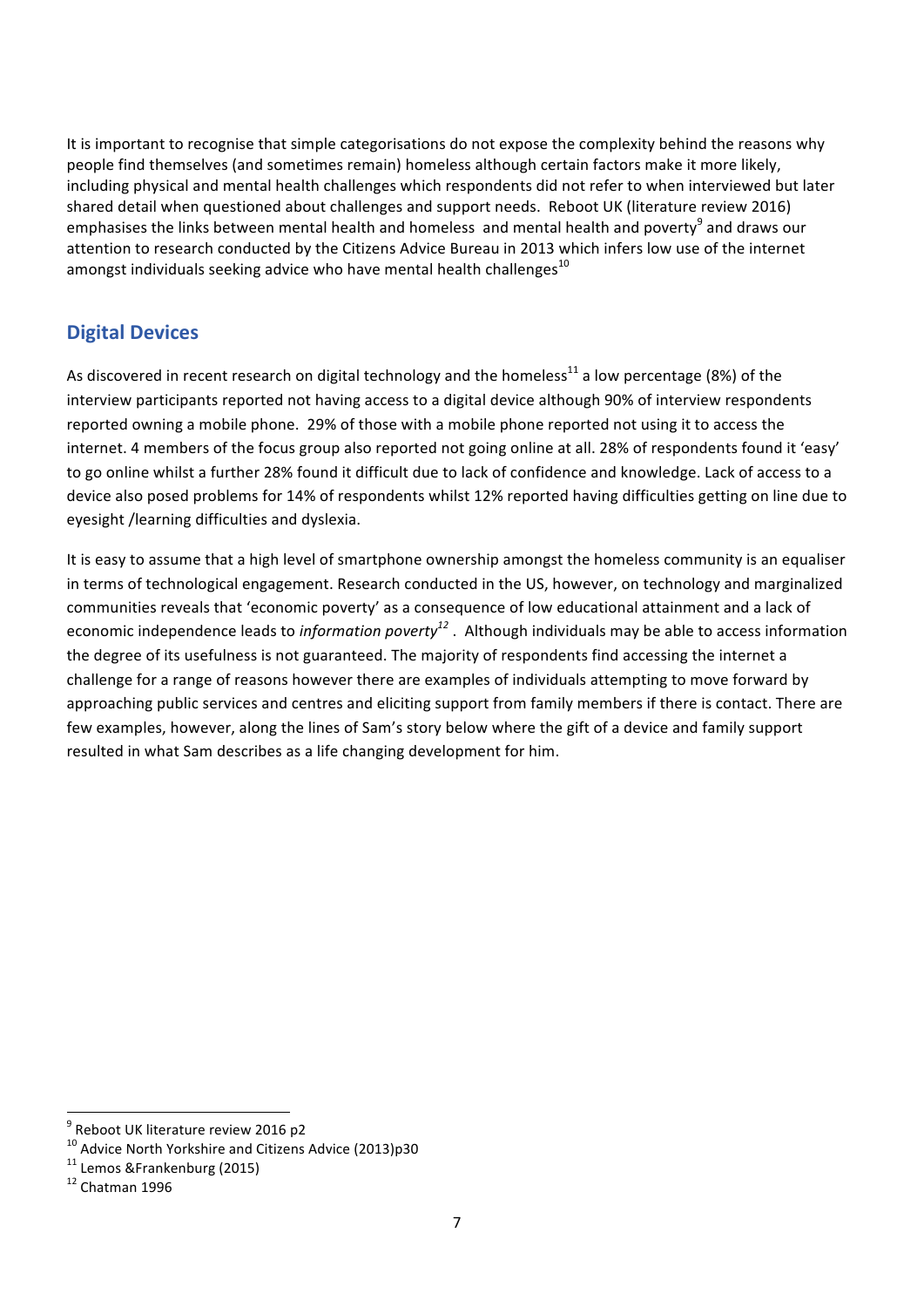It is important to recognise that simple categorisations do not expose the complexity behind the reasons why people find themselves (and sometimes remain) homeless although certain factors make it more likely, including physical and mental health challenges which respondents did not refer to when interviewed but later shared detail when questioned about challenges and support needs. Reboot UK (literature review 2016) emphasises the links between mental health and homeless and mental health and poverty[9] and draws our attention to research conducted by the Citizens Advice Bureau in 2013 which infers low use of the internet amongst individuals seeking advice who have mental health challenges[10]

## Digital Devices

As discovered in recent research on digital technology and the homeless[11] a low percentage (8%) of the interview participants reported not having access to a digital device although 90% of interview respondents reported owning a mobile phone. 29% of those with a mobile phone reported not using it to access the internet. 4 members of the focus group also reported not going online at all. 28% of respondents found it 'easy' to go online whilst a further 28% found it difficult due to lack of confidence and knowledge. Lack of access to a device also posed problems for 14% of respondents whilst 12% reported having difficulties getting on line due to eyesight /learning difficulties and dyslexia.

It is easy to assume that a high level of smartphone ownership amongst the homeless community is an equaliser in terms of technological engagement. Research conducted in the US, however, on technology and marginalized communities reveals that 'economic poverty' as a consequence of low educational attainment and a lack of economic independence leads to *information poverty*[12]. Although individuals may be able to access information the degree of its usefulness is not guaranteed. The majority of respondents find accessing the internet a challenge for a range of reasons however there are examples of individuals attempting to move forward by approaching public services and centres and eliciting support from family members if there is contact. There are few examples, however, along the lines of Sam's story below where the gift of a device and family support resulted in what Sam describes as a life changing development for him.

---

[9] Reboot UK literature review 2016 p2

[10] Advice North Yorkshire and Citizens Advice (2013)p30

[11] Lemos &Frankenburg (2015)

[12] Chatman 1996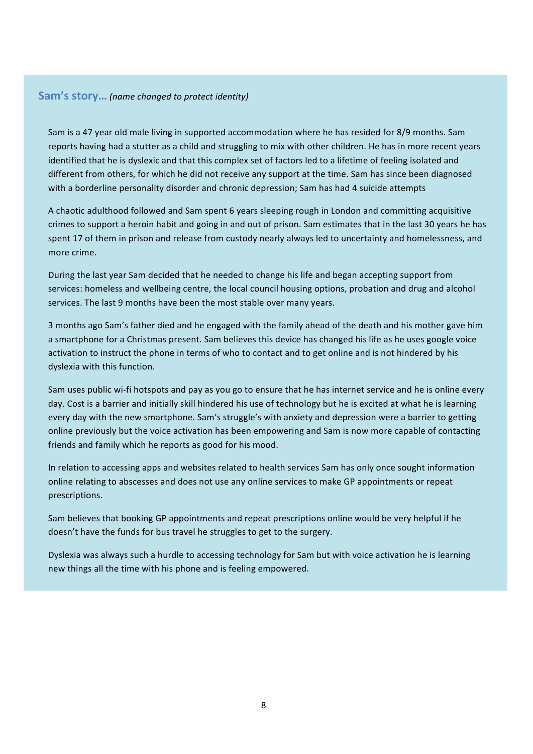## Sam's story... *(name changed to protect identity)*

Sam is a 47 year old male living in supported accommodation where he has resided for 8/9 months. Sam reports having had a stutter as a child and struggling to mix with other children. He has in more recent years identified that he is dyslexic and that this complex set of factors led to a lifetime of feeling isolated and different from others, for which he did not receive any support at the time. Sam has since been diagnosed with a borderline personality disorder and chronic depression; Sam has had 4 suicide attempts

A chaotic adulthood followed and Sam spent 6 years sleeping rough in London and committing acquisitive crimes to support a heroin habit and going in and out of prison. Sam estimates that in the last 30 years he has spent 17 of them in prison and release from custody nearly always led to uncertainty and homelessness, and more crime.

During the last year Sam decided that he needed to change his life and began accepting support from services: homeless and wellbeing centre, the local council housing options, probation and drug and alcohol services. The last 9 months have been the most stable over many years.

3 months ago Sam's father died and he engaged with the family ahead of the death and his mother gave him a smartphone for a Christmas present. Sam believes this device has changed his life as he uses google voice activation to instruct the phone in terms of who to contact and to get online and is not hindered by his dyslexia with this function.

Sam uses public wi-fi hotspots and pay as you go to ensure that he has internet service and he is online every day. Cost is a barrier and initially skill hindered his use of technology but he is excited at what he is learning every day with the new smartphone. Sam's struggle's with anxiety and depression were a barrier to getting online previously but the voice activation has been empowering and Sam is now more capable of contacting friends and family which he reports as good for his mood.

In relation to accessing apps and websites related to health services Sam has only once sought information online relating to abscesses and does not use any online services to make GP appointments or repeat prescriptions.

Sam believes that booking GP appointments and repeat prescriptions online would be very helpful if he doesn't have the funds for bus travel he struggles to get to the surgery.

Dyslexia was always such a hurdle to accessing technology for Sam but with voice activation he is learning new things all the time with his phone and is feeling empowered.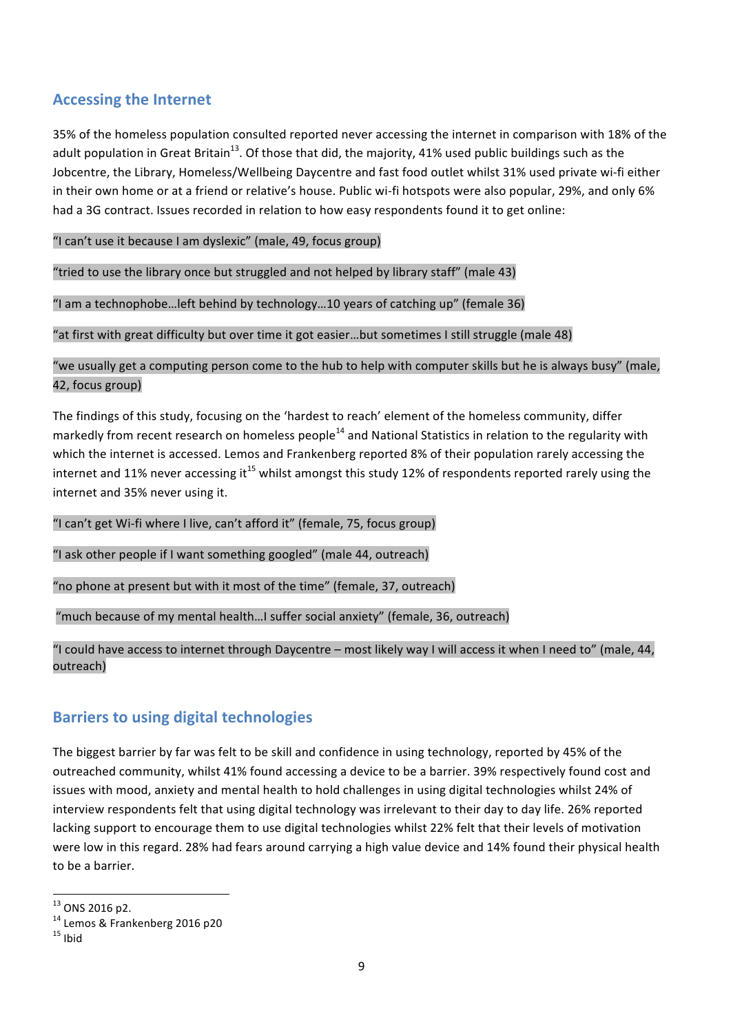## Accessing the Internet

35% of the homeless population consulted reported never accessing the internet in comparison with 18% of the adult population in Great Britain[13]. Of those that did, the majority, 41% used public buildings such as the Jobcentre, the Library, Homeless/Wellbeing Daycentre and fast food outlet whilst 31% used private wi-fi either in their own home or at a friend or relative's house. Public wi-fi hotspots were also popular, 29%, and only 6% had a 3G contract. Issues recorded in relation to how easy respondents found it to get online:

"I can't use it because I am dyslexic" (male, 49, focus group)

"tried to use the library once but struggled and not helped by library staff" (male 43)

"I am a technophobe…left behind by technology…10 years of catching up" (female 36)

"at first with great difficulty but over time it got easier…but sometimes I still struggle (male 48)

"we usually get a computing person come to the hub to help with computer skills but he is always busy" (male, 42, focus group)

The findings of this study, focusing on the 'hardest to reach' element of the homeless community, differ markedly from recent research on homeless people[14] and National Statistics in relation to the regularity with which the internet is accessed. Lemos and Frankenberg reported 8% of their population rarely accessing the internet and 11% never accessing it[15] whilst amongst this study 12% of respondents reported rarely using the internet and 35% never using it.

"I can't get Wi-fi where I live, can't afford it" (female, 75, focus group)

"I ask other people if I want something googled" (male 44, outreach)

"no phone at present but with it most of the time" (female, 37, outreach)

"much because of my mental health…I suffer social anxiety" (female, 36, outreach)

"I could have access to internet through Daycentre – most likely way I will access it when I need to" (male, 44, outreach)

## Barriers to using digital technologies

The biggest barrier by far was felt to be skill and confidence in using technology, reported by 45% of the outreached community, whilst 41% found accessing a device to be a barrier. 39% respectively found cost and issues with mood, anxiety and mental health to hold challenges in using digital technologies whilst 24% of interview respondents felt that using digital technology was irrelevant to their day to day life. 26% reported lacking support to encourage them to use digital technologies whilst 22% felt that their levels of motivation were low in this regard. 28% had fears around carrying a high value device and 14% found their physical health to be a barrier.

---

[13] ONS 2016 p2.

[14] Lemos & Frankenberg 2016 p20

[15] Ibid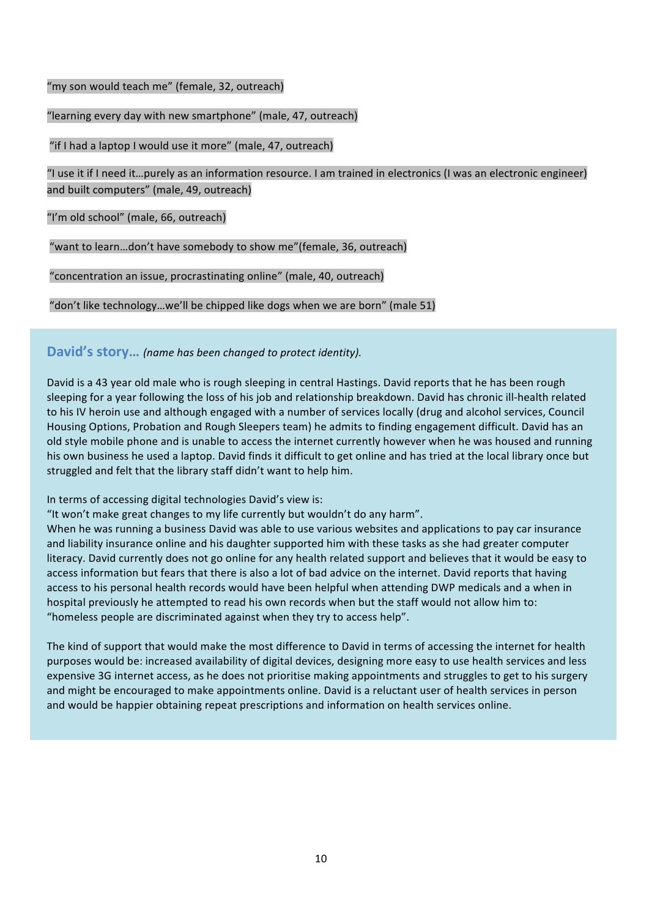"my son would teach me" (female, 32, outreach)

"learning every day with new smartphone" (male, 47, outreach)

"if I had a laptop I would use it more" (male, 47, outreach)

"I use it if I need it…purely as an information resource. I am trained in electronics (I was an electronic engineer) and built computers" (male, 49, outreach)

"I'm old school" (male, 66, outreach)

"want to learn…don't have somebody to show me"(female, 36, outreach)

"concentration an issue, procrastinating online" (male, 40, outreach)

"don't like technology…we'll be chipped like dogs when we are born" (male 51)

### David's story… *(name has been changed to protect identity).*

David is a 43 year old male who is rough sleeping in central Hastings. David reports that he has been rough sleeping for a year following the loss of his job and relationship breakdown. David has chronic ill-health related to his IV heroin use and although engaged with a number of services locally (drug and alcohol services, Council Housing Options, Probation and Rough Sleepers team) he admits to finding engagement difficult. David has an old style mobile phone and is unable to access the internet currently however when he was housed and running his own business he used a laptop. David finds it difficult to get online and has tried at the local library once but struggled and felt that the library staff didn't want to help him.

In terms of accessing digital technologies David's view is:
"It won't make great changes to my life currently but wouldn't do any harm".
When he was running a business David was able to use various websites and applications to pay car insurance and liability insurance online and his daughter supported him with these tasks as she had greater computer literacy. David currently does not go online for any health related support and believes that it would be easy to access information but fears that there is also a lot of bad advice on the internet. David reports that having access to his personal health records would have been helpful when attending DWP medicals and a when in hospital previously he attempted to read his own records when but the staff would not allow him to: "homeless people are discriminated against when they try to access help".

The kind of support that would make the most difference to David in terms of accessing the internet for health purposes would be: increased availability of digital devices, designing more easy to use health services and less expensive 3G internet access, as he does not prioritise making appointments and struggles to get to his surgery and might be encouraged to make appointments online. David is a reluctant user of health services in person and would be happier obtaining repeat prescriptions and information on health services online.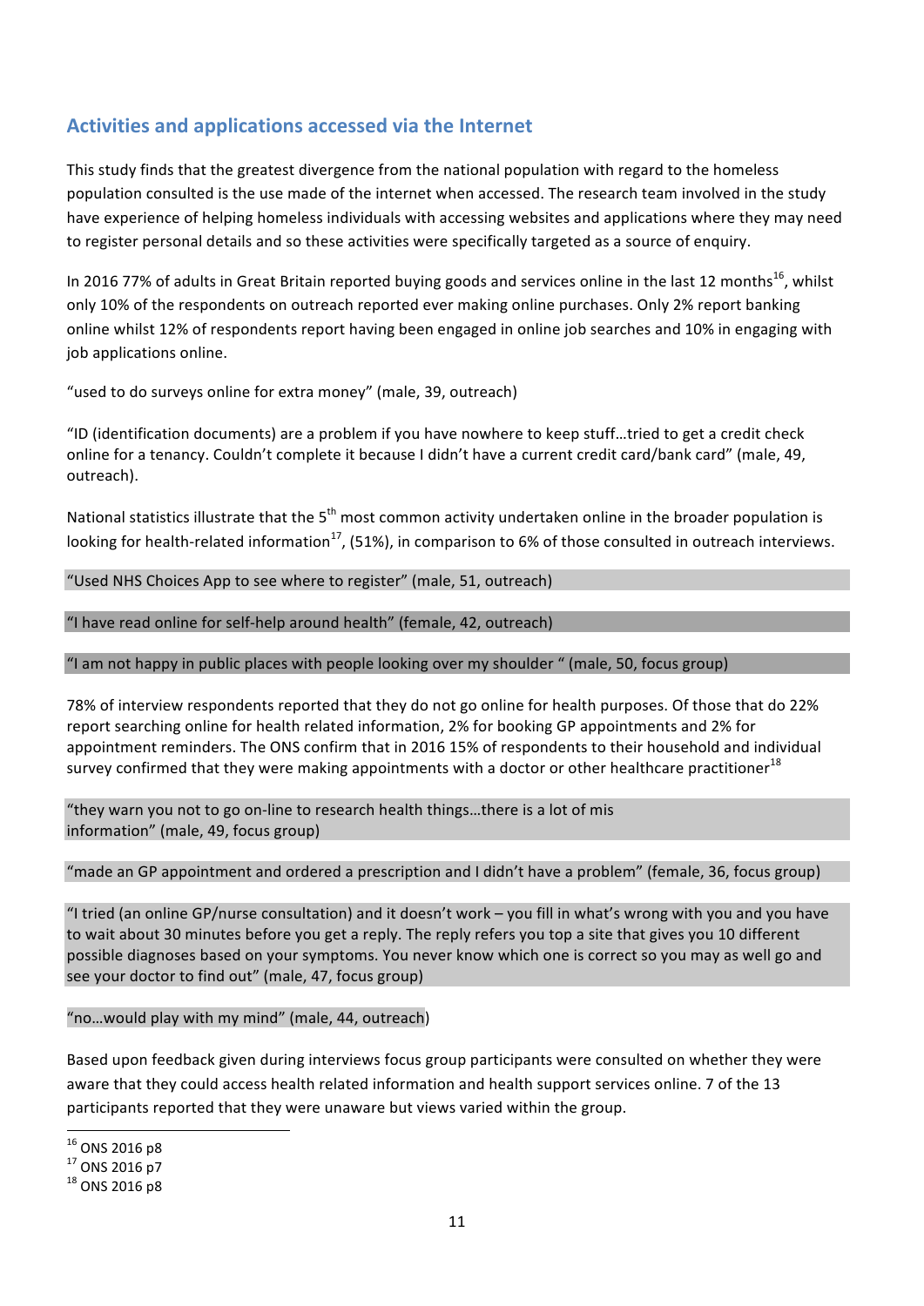## Activities and applications accessed via the Internet

This study finds that the greatest divergence from the national population with regard to the homeless population consulted is the use made of the internet when accessed. The research team involved in the study have experience of helping homeless individuals with accessing websites and applications where they may need to register personal details and so these activities were specifically targeted as a source of enquiry.

In 2016 77% of adults in Great Britain reported buying goods and services online in the last 12 months[16], whilst only 10% of the respondents on outreach reported ever making online purchases. Only 2% report banking online whilst 12% of respondents report having been engaged in online job searches and 10% in engaging with job applications online.

"used to do surveys online for extra money" (male, 39, outreach)

"ID (identification documents) are a problem if you have nowhere to keep stuff…tried to get a credit check online for a tenancy. Couldn't complete it because I didn't have a current credit card/bank card" (male, 49, outreach).

National statistics illustrate that the 5th most common activity undertaken online in the broader population is looking for health-related information[17], (51%), in comparison to 6% of those consulted in outreach interviews.

"Used NHS Choices App to see where to register" (male, 51, outreach)

"I have read online for self-help around health" (female, 42, outreach)

"I am not happy in public places with people looking over my shoulder " (male, 50, focus group)

78% of interview respondents reported that they do not go online for health purposes. Of those that do 22% report searching online for health related information, 2% for booking GP appointments and 2% for appointment reminders. The ONS confirm that in 2016 15% of respondents to their household and individual survey confirmed that they were making appointments with a doctor or other healthcare practitioner[18]

"they warn you not to go on-line to research health things…there is a lot of mis information" (male, 49, focus group)

"made an GP appointment and ordered a prescription and I didn't have a problem" (female, 36, focus group)

"I tried (an online GP/nurse consultation) and it doesn't work – you fill in what's wrong with you and you have to wait about 30 minutes before you get a reply. The reply refers you top a site that gives you 10 different possible diagnoses based on your symptoms. You never know which one is correct so you may as well go and see your doctor to find out" (male, 47, focus group)

"no…would play with my mind" (male, 44, outreach)

Based upon feedback given during interviews focus group participants were consulted on whether they were aware that they could access health related information and health support services online. 7 of the 13 participants reported that they were unaware but views varied within the group.

---

[16] ONS 2016 p8

[17] ONS 2016 p7

[18] ONS 2016 p8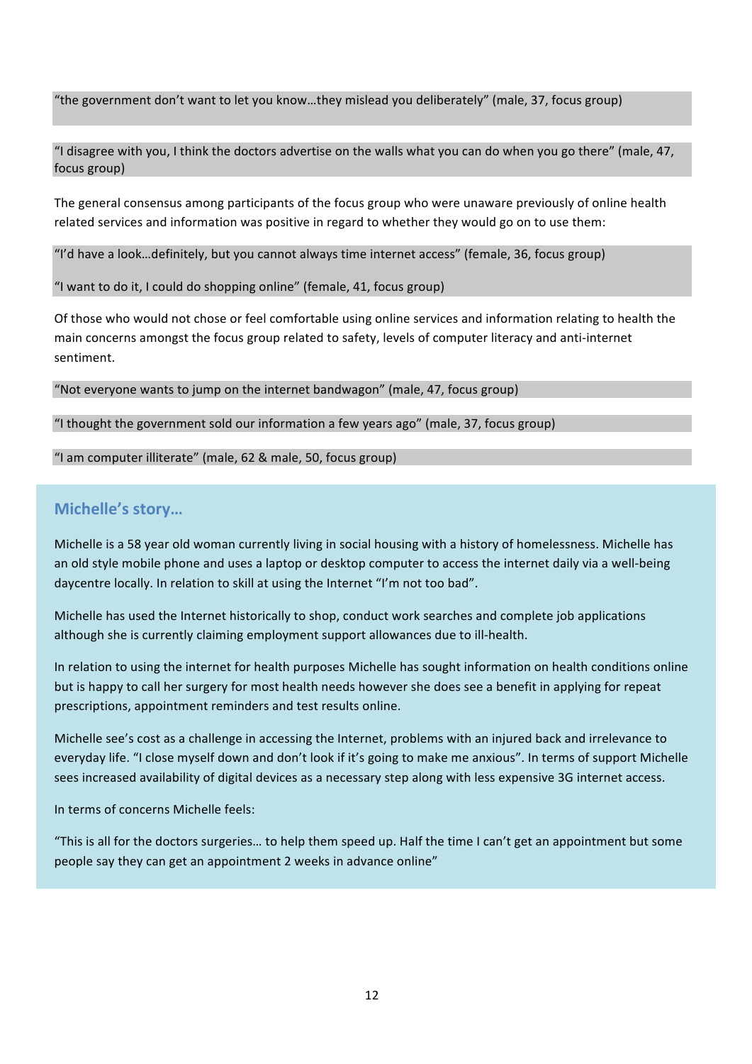"the government don't want to let you know…they mislead you deliberately" (male, 37, focus group)

"I disagree with you, I think the doctors advertise on the walls what you can do when you go there" (male, 47, focus group)

The general consensus among participants of the focus group who were unaware previously of online health related services and information was positive in regard to whether they would go on to use them:

"I'd have a look…definitely, but you cannot always time internet access" (female, 36, focus group)

"I want to do it, I could do shopping online" (female, 41, focus group)

Of those who would not chose or feel comfortable using online services and information relating to health the main concerns amongst the focus group related to safety, levels of computer literacy and anti-internet sentiment.

"Not everyone wants to jump on the internet bandwagon" (male, 47, focus group)

"I thought the government sold our information a few years ago" (male, 37, focus group)

"I am computer illiterate" (male, 62 & male, 50, focus group)

## Michelle's story…

Michelle is a 58 year old woman currently living in social housing with a history of homelessness. Michelle has an old style mobile phone and uses a laptop or desktop computer to access the internet daily via a well-being daycentre locally. In relation to skill at using the Internet "I'm not too bad".

Michelle has used the Internet historically to shop, conduct work searches and complete job applications although she is currently claiming employment support allowances due to ill-health.

In relation to using the internet for health purposes Michelle has sought information on health conditions online but is happy to call her surgery for most health needs however she does see a benefit in applying for repeat prescriptions, appointment reminders and test results online.

Michelle see's cost as a challenge in accessing the Internet, problems with an injured back and irrelevance to everyday life. "I close myself down and don't look if it's going to make me anxious". In terms of support Michelle sees increased availability of digital devices as a necessary step along with less expensive 3G internet access.

In terms of concerns Michelle feels:

"This is all for the doctors surgeries… to help them speed up. Half the time I can't get an appointment but some people say they can get an appointment 2 weeks in advance online"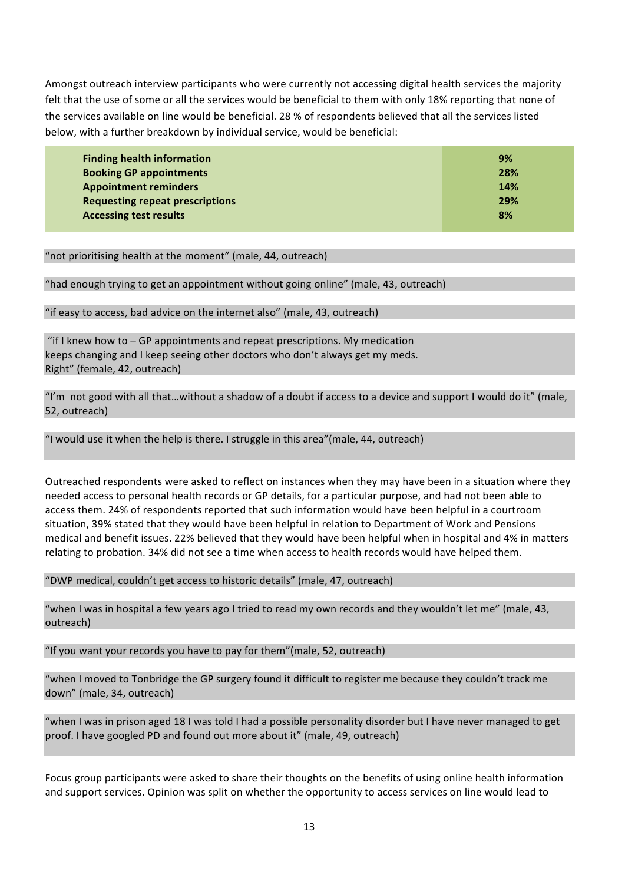Amongst outreach interview participants who were currently not accessing digital health services the majority felt that the use of some or all the services would be beneficial to them with only 18% reporting that none of the services available on line would be beneficial. 28 % of respondents believed that all the services listed below, with a further breakdown by individual service, would be beneficial:

| | |
|---|---|
| **Finding health information** | **9%** |
| **Booking GP appointments** | **28%** |
| **Appointment reminders** | **14%** |
| **Requesting repeat prescriptions** | **29%** |
| **Accessing test results** | **8%** |

"not prioritising health at the moment" (male, 44, outreach)

"had enough trying to get an appointment without going online" (male, 43, outreach)

"if easy to access, bad advice on the internet also" (male, 43, outreach)

"if I knew how to – GP appointments and repeat prescriptions. My medication keeps changing and I keep seeing other doctors who don't always get my meds. Right" (female, 42, outreach)

"I'm not good with all that…without a shadow of a doubt if access to a device and support I would do it" (male, 52, outreach)

"I would use it when the help is there. I struggle in this area"(male, 44, outreach)

Outreached respondents were asked to reflect on instances when they may have been in a situation where they needed access to personal health records or GP details, for a particular purpose, and had not been able to access them. 24% of respondents reported that such information would have been helpful in a courtroom situation, 39% stated that they would have been helpful in relation to Department of Work and Pensions medical and benefit issues. 22% believed that they would have been helpful when in hospital and 4% in matters relating to probation. 34% did not see a time when access to health records would have helped them.

"DWP medical, couldn't get access to historic details" (male, 47, outreach)

"when I was in hospital a few years ago I tried to read my own records and they wouldn't let me" (male, 43, outreach)

"If you want your records you have to pay for them"(male, 52, outreach)

"when I moved to Tonbridge the GP surgery found it difficult to register me because they couldn't track me down" (male, 34, outreach)

"when I was in prison aged 18 I was told I had a possible personality disorder but I have never managed to get proof. I have googled PD and found out more about it" (male, 49, outreach)

Focus group participants were asked to share their thoughts on the benefits of using online health information and support services. Opinion was split on whether the opportunity to access services on line would lead to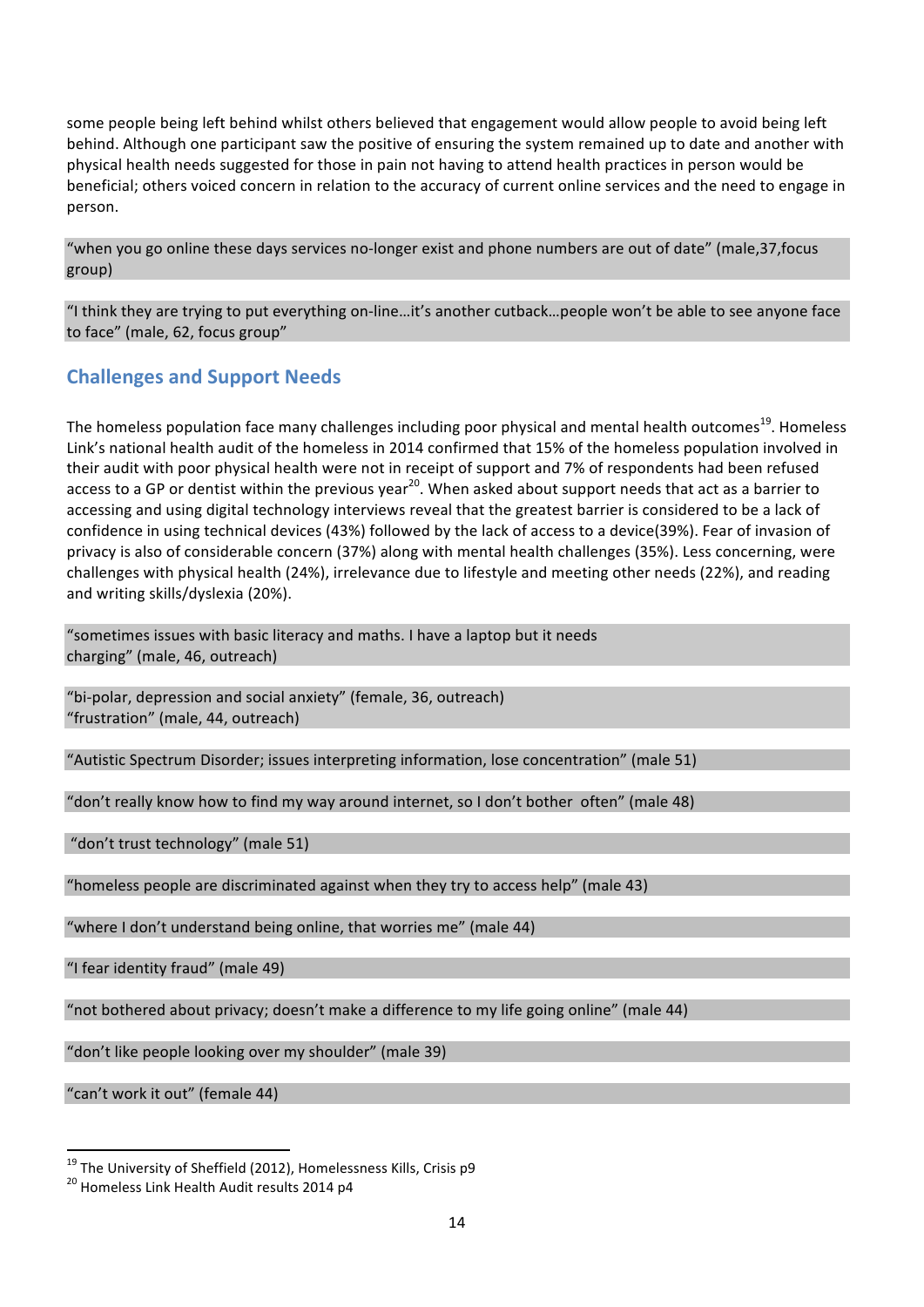some people being left behind whilst others believed that engagement would allow people to avoid being left behind. Although one participant saw the positive of ensuring the system remained up to date and another with physical health needs suggested for those in pain not having to attend health practices in person would be beneficial; others voiced concern in relation to the accuracy of current online services and the need to engage in person.

"when you go online these days services no-longer exist and phone numbers are out of date" (male,37,focus group)

"I think they are trying to put everything on-line…it's another cutback…people won't be able to see anyone face to face" (male, 62, focus group"

## Challenges and Support Needs

The homeless population face many challenges including poor physical and mental health outcomes[19]. Homeless Link's national health audit of the homeless in 2014 confirmed that 15% of the homeless population involved in their audit with poor physical health were not in receipt of support and 7% of respondents had been refused access to a GP or dentist within the previous year[20]. When asked about support needs that act as a barrier to accessing and using digital technology interviews reveal that the greatest barrier is considered to be a lack of confidence in using technical devices (43%) followed by the lack of access to a device(39%). Fear of invasion of privacy is also of considerable concern (37%) along with mental health challenges (35%). Less concerning, were challenges with physical health (24%), irrelevance due to lifestyle and meeting other needs (22%), and reading and writing skills/dyslexia (20%).

"sometimes issues with basic literacy and maths. I have a laptop but it needs charging" (male, 46, outreach)

"bi-polar, depression and social anxiety" (female, 36, outreach)
"frustration" (male, 44, outreach)

"Autistic Spectrum Disorder; issues interpreting information, lose concentration" (male 51)

"don't really know how to find my way around internet, so I don't bother often" (male 48)

"don't trust technology" (male 51)

"homeless people are discriminated against when they try to access help" (male 43)

"where I don't understand being online, that worries me" (male 44)

"I fear identity fraud" (male 49)

"not bothered about privacy; doesn't make a difference to my life going online" (male 44)

"don't like people looking over my shoulder" (male 39)

"can't work it out" (female 44)

---

[19] The University of Sheffield (2012), Homelessness Kills, Crisis p9

[20] Homeless Link Health Audit results 2014 p4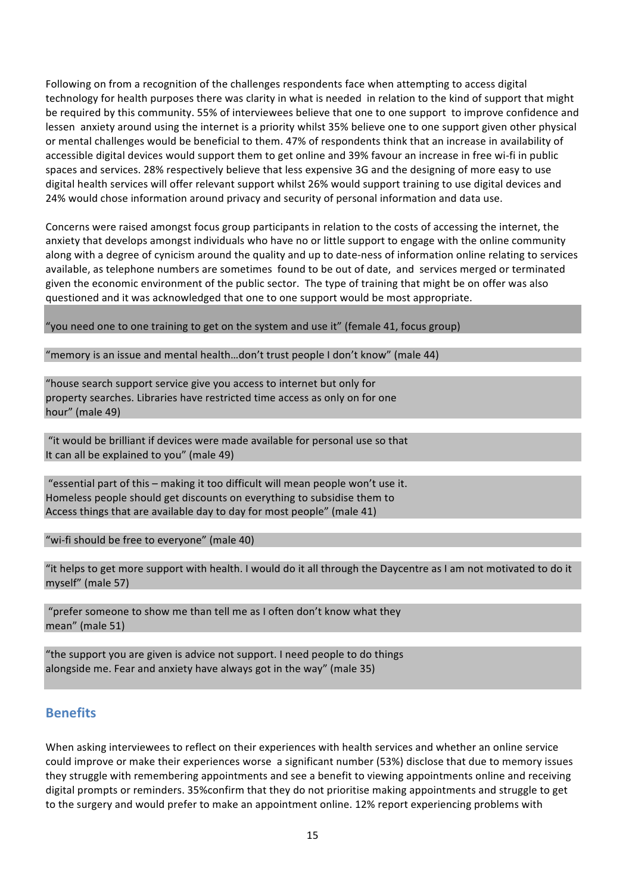Following on from a recognition of the challenges respondents face when attempting to access digital technology for health purposes there was clarity in what is needed in relation to the kind of support that might be required by this community. 55% of interviewees believe that one to one support to improve confidence and lessen anxiety around using the internet is a priority whilst 35% believe one to one support given other physical or mental challenges would be beneficial to them. 47% of respondents think that an increase in availability of accessible digital devices would support them to get online and 39% favour an increase in free wi-fi in public spaces and services. 28% respectively believe that less expensive 3G and the designing of more easy to use digital health services will offer relevant support whilst 26% would support training to use digital devices and 24% would chose information around privacy and security of personal information and data use.

Concerns were raised amongst focus group participants in relation to the costs of accessing the internet, the anxiety that develops amongst individuals who have no or little support to engage with the online community along with a degree of cynicism around the quality and up to date-ness of information online relating to services available, as telephone numbers are sometimes found to be out of date, and services merged or terminated given the economic environment of the public sector. The type of training that might be on offer was also questioned and it was acknowledged that one to one support would be most appropriate.

"you need one to one training to get on the system and use it" (female 41, focus group)

"memory is an issue and mental health…don't trust people I don't know" (male 44)

"house search support service give you access to internet but only for property searches. Libraries have restricted time access as only on for one hour" (male 49)

"it would be brilliant if devices were made available for personal use so that It can all be explained to you" (male 49)

"essential part of this – making it too difficult will mean people won't use it. Homeless people should get discounts on everything to subsidise them to Access things that are available day to day for most people" (male 41)

"wi-fi should be free to everyone" (male 40)

"it helps to get more support with health. I would do it all through the Daycentre as I am not motivated to do it myself" (male 57)

"prefer someone to show me than tell me as I often don't know what they mean" (male 51)

"the support you are given is advice not support. I need people to do things alongside me. Fear and anxiety have always got in the way" (male 35)

## Benefits

When asking interviewees to reflect on their experiences with health services and whether an online service could improve or make their experiences worse a significant number (53%) disclose that due to memory issues they struggle with remembering appointments and see a benefit to viewing appointments online and receiving digital prompts or reminders. 35%confirm that they do not prioritise making appointments and struggle to get to the surgery and would prefer to make an appointment online. 12% report experiencing problems with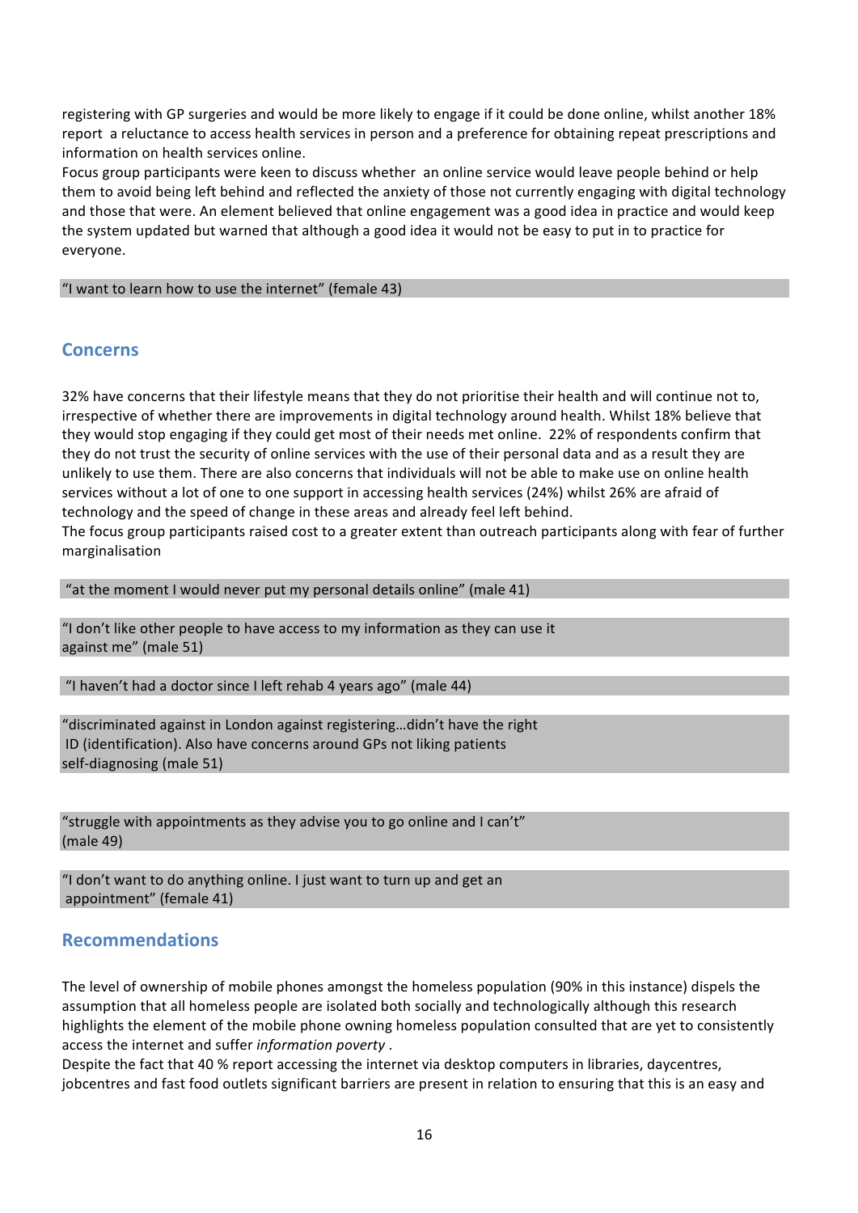registering with GP surgeries and would be more likely to engage if it could be done online, whilst another 18% report a reluctance to access health services in person and a preference for obtaining repeat prescriptions and information on health services online.

Focus group participants were keen to discuss whether an online service would leave people behind or help them to avoid being left behind and reflected the anxiety of those not currently engaging with digital technology and those that were. An element believed that online engagement was a good idea in practice and would keep the system updated but warned that although a good idea it would not be easy to put in to practice for everyone.

> "I want to learn how to use the internet" (female 43)

## Concerns

32% have concerns that their lifestyle means that they do not prioritise their health and will continue not to, irrespective of whether there are improvements in digital technology around health. Whilst 18% believe that they would stop engaging if they could get most of their needs met online. 22% of respondents confirm that they do not trust the security of online services with the use of their personal data and as a result they are unlikely to use them. There are also concerns that individuals will not be able to make use on online health services without a lot of one to one support in accessing health services (24%) whilst 26% are afraid of technology and the speed of change in these areas and already feel left behind.

The focus group participants raised cost to a greater extent than outreach participants along with fear of further marginalisation

> "at the moment I would never put my personal details online" (male 41)

> "I don't like other people to have access to my information as they can use it against me" (male 51)

> "I haven't had a doctor since I left rehab 4 years ago" (male 44)

> "discriminated against in London against registering…didn't have the right ID (identification). Also have concerns around GPs not liking patients self-diagnosing (male 51)

> "struggle with appointments as they advise you to go online and I can't" (male 49)

> "I don't want to do anything online. I just want to turn up and get an appointment" (female 41)

## Recommendations

The level of ownership of mobile phones amongst the homeless population (90% in this instance) dispels the assumption that all homeless people are isolated both socially and technologically although this research highlights the element of the mobile phone owning homeless population consulted that are yet to consistently access the internet and suffer *information poverty* .

Despite the fact that 40 % report accessing the internet via desktop computers in libraries, daycentres, jobcentres and fast food outlets significant barriers are present in relation to ensuring that this is an easy and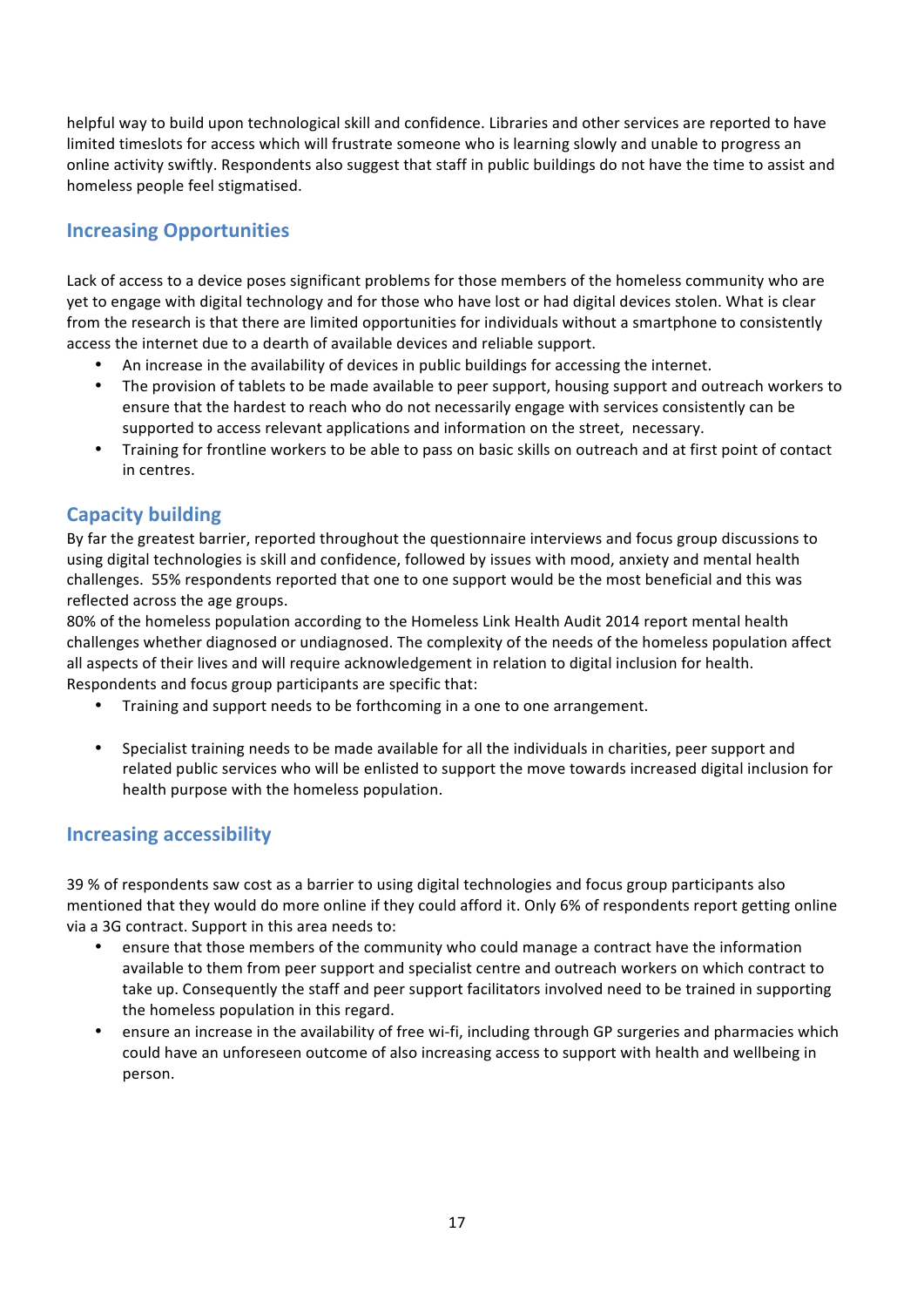helpful way to build upon technological skill and confidence. Libraries and other services are reported to have limited timeslots for access which will frustrate someone who is learning slowly and unable to progress an online activity swiftly. Respondents also suggest that staff in public buildings do not have the time to assist and homeless people feel stigmatised.

## Increasing Opportunities

Lack of access to a device poses significant problems for those members of the homeless community who are yet to engage with digital technology and for those who have lost or had digital devices stolen. What is clear from the research is that there are limited opportunities for individuals without a smartphone to consistently access the internet due to a dearth of available devices and reliable support.

- An increase in the availability of devices in public buildings for accessing the internet.
- The provision of tablets to be made available to peer support, housing support and outreach workers to ensure that the hardest to reach who do not necessarily engage with services consistently can be supported to access relevant applications and information on the street, necessary.
- Training for frontline workers to be able to pass on basic skills on outreach and at first point of contact in centres.

## Capacity building

By far the greatest barrier, reported throughout the questionnaire interviews and focus group discussions to using digital technologies is skill and confidence, followed by issues with mood, anxiety and mental health challenges. 55% respondents reported that one to one support would be the most beneficial and this was reflected across the age groups.

80% of the homeless population according to the Homeless Link Health Audit 2014 report mental health challenges whether diagnosed or undiagnosed. The complexity of the needs of the homeless population affect all aspects of their lives and will require acknowledgement in relation to digital inclusion for health. Respondents and focus group participants are specific that:

- Training and support needs to be forthcoming in a one to one arrangement.

- Specialist training needs to be made available for all the individuals in charities, peer support and related public services who will be enlisted to support the move towards increased digital inclusion for health purpose with the homeless population.

## Increasing accessibility

39 % of respondents saw cost as a barrier to using digital technologies and focus group participants also mentioned that they would do more online if they could afford it. Only 6% of respondents report getting online via a 3G contract. Support in this area needs to:

- ensure that those members of the community who could manage a contract have the information available to them from peer support and specialist centre and outreach workers on which contract to take up. Consequently the staff and peer support facilitators involved need to be trained in supporting the homeless population in this regard.
- ensure an increase in the availability of free wi-fi, including through GP surgeries and pharmacies which could have an unforeseen outcome of also increasing access to support with health and wellbeing in person.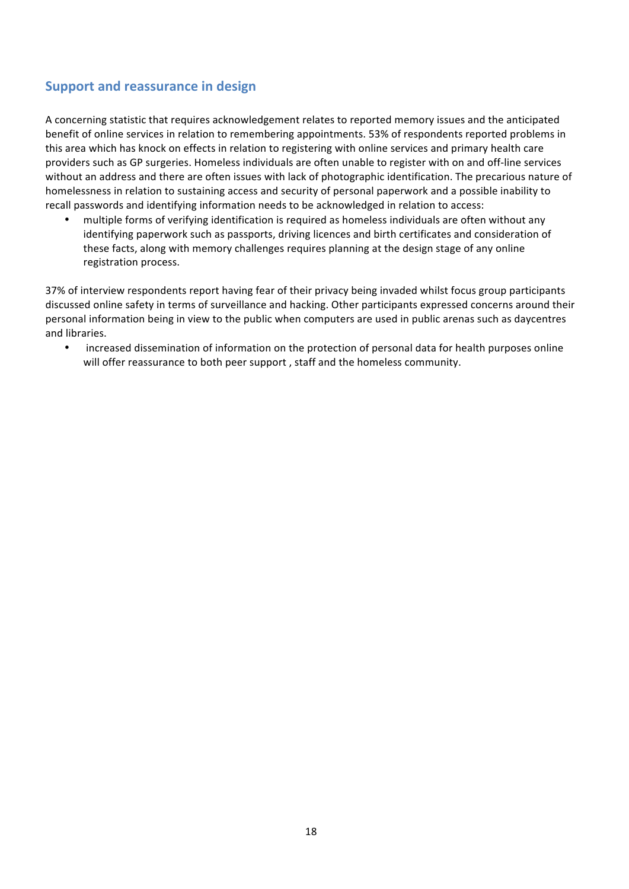## Support and reassurance in design

A concerning statistic that requires acknowledgement relates to reported memory issues and the anticipated benefit of online services in relation to remembering appointments. 53% of respondents reported problems in this area which has knock on effects in relation to registering with online services and primary health care providers such as GP surgeries. Homeless individuals are often unable to register with on and off-line services without an address and there are often issues with lack of photographic identification. The precarious nature of homelessness in relation to sustaining access and security of personal paperwork and a possible inability to recall passwords and identifying information needs to be acknowledged in relation to access:

- multiple forms of verifying identification is required as homeless individuals are often without any identifying paperwork such as passports, driving licences and birth certificates and consideration of these facts, along with memory challenges requires planning at the design stage of any online registration process.

37% of interview respondents report having fear of their privacy being invaded whilst focus group participants discussed online safety in terms of surveillance and hacking. Other participants expressed concerns around their personal information being in view to the public when computers are used in public arenas such as daycentres and libraries.

- increased dissemination of information on the protection of personal data for health purposes online will offer reassurance to both peer support , staff and the homeless community.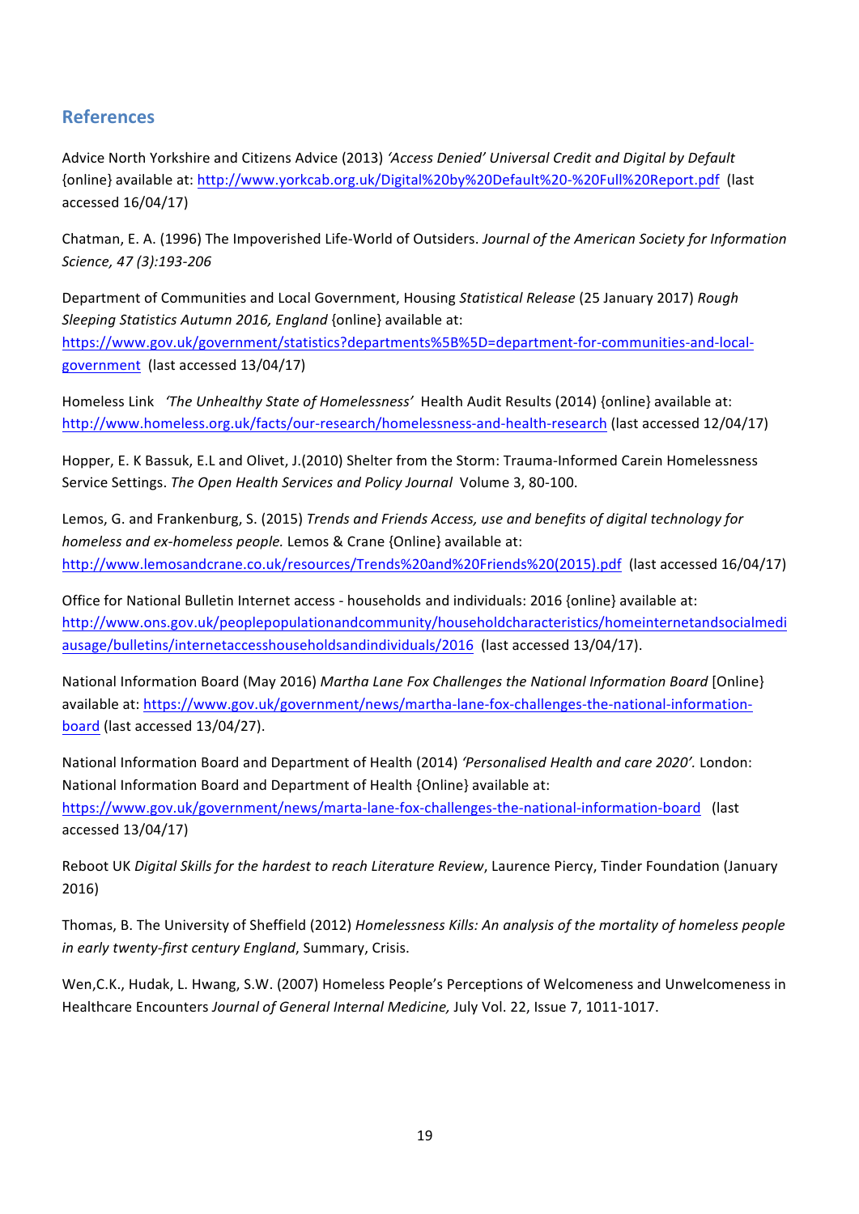## References

Advice North Yorkshire and Citizens Advice (2013) *'Access Denied' Universal Credit and Digital by Default* {online} available at: http://www.yorkcab.org.uk/Digital%20by%20Default%20-%20Full%20Report.pdf (last accessed 16/04/17)

Chatman, E. A. (1996) The Impoverished Life-World of Outsiders. *Journal of the American Society for Information Science, 47 (3):193-206*

Department of Communities and Local Government, Housing *Statistical Release* (25 January 2017) *Rough Sleeping Statistics Autumn 2016, England* {online} available at: https://www.gov.uk/government/statistics?departments%5B%5D=department-for-communities-and-local-government (last accessed 13/04/17)

Homeless Link *'The Unhealthy State of Homelessness'* Health Audit Results (2014) {online} available at: http://www.homeless.org.uk/facts/our-research/homelessness-and-health-research (last accessed 12/04/17)

Hopper, E. K Bassuk, E.L and Olivet, J.(2010) Shelter from the Storm: Trauma-Informed Carein Homelessness Service Settings. *The Open Health Services and Policy Journal* Volume 3, 80-100.

Lemos, G. and Frankenburg, S. (2015) *Trends and Friends Access, use and benefits of digital technology for homeless and ex-homeless people.* Lemos & Crane {Online} available at: http://www.lemosandcrane.co.uk/resources/Trends%20and%20Friends%20(2015).pdf (last accessed 16/04/17)

Office for National Bulletin Internet access - households and individuals: 2016 {online} available at: http://www.ons.gov.uk/peoplepopulationandcommunity/householdcharacteristics/homeinternetandsocialmediausage/bulletins/internetaccesshouseholdsandindividuals/2016 (last accessed 13/04/17).

National Information Board (May 2016) *Martha Lane Fox Challenges the National Information Board* [Online} available at: https://www.gov.uk/government/news/martha-lane-fox-challenges-the-national-information-board (last accessed 13/04/27).

National Information Board and Department of Health (2014) *'Personalised Health and care 2020'.* London: National Information Board and Department of Health {Online} available at: https://www.gov.uk/government/news/marta-lane-fox-challenges-the-national-information-board (last accessed 13/04/17)

Reboot UK *Digital Skills for the hardest to reach Literature Review*, Laurence Piercy, Tinder Foundation (January 2016)

Thomas, B. The University of Sheffield (2012) *Homelessness Kills: An analysis of the mortality of homeless people in early twenty-first century England*, Summary, Crisis.

Wen,C.K., Hudak, L. Hwang, S.W. (2007) Homeless People's Perceptions of Welcomeness and Unwelcomeness in Healthcare Encounters *Journal of General Internal Medicine,* July Vol. 22, Issue 7, 1011-1017.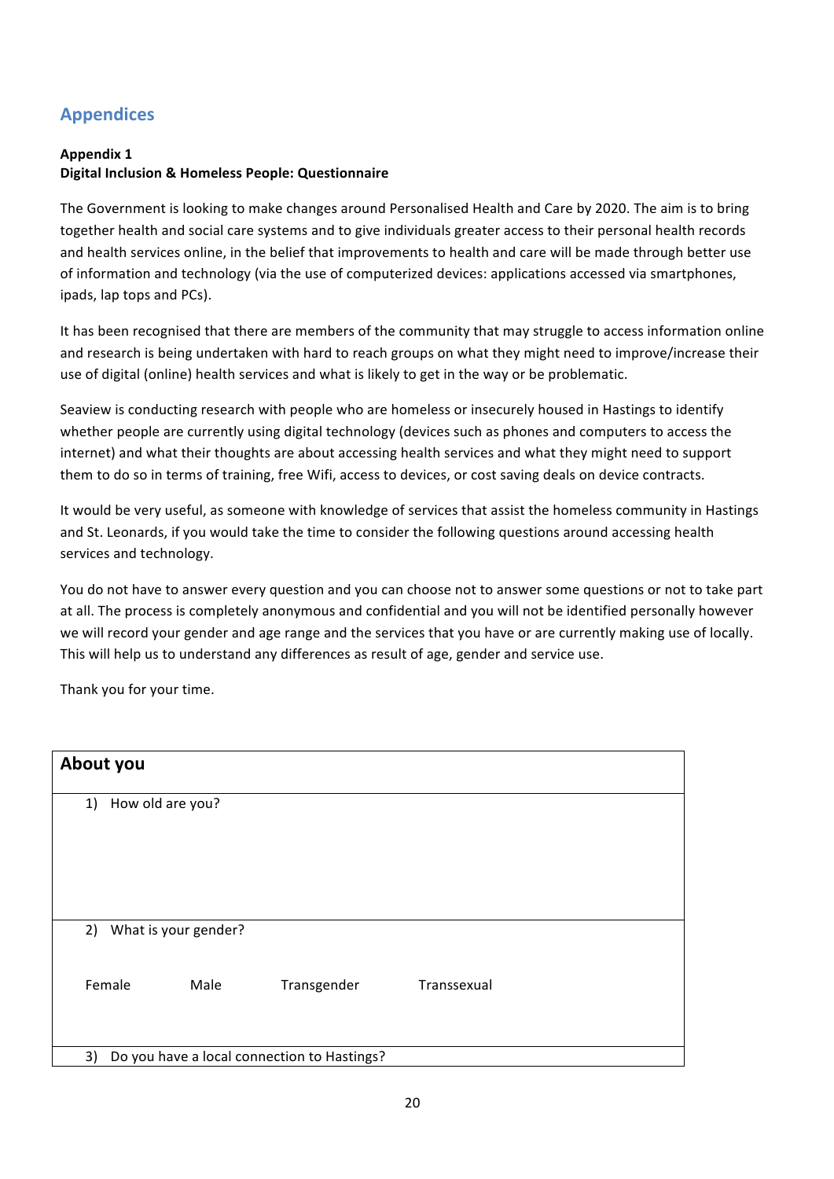## Appendices

**Appendix 1**
**Digital Inclusion & Homeless People: Questionnaire**

The Government is looking to make changes around Personalised Health and Care by 2020. The aim is to bring together health and social care systems and to give individuals greater access to their personal health records and health services online, in the belief that improvements to health and care will be made through better use of information and technology (via the use of computerized devices: applications accessed via smartphones, ipads, lap tops and PCs).

It has been recognised that there are members of the community that may struggle to access information online and research is being undertaken with hard to reach groups on what they might need to improve/increase their use of digital (online) health services and what is likely to get in the way or be problematic.

Seaview is conducting research with people who are homeless or insecurely housed in Hastings to identify whether people are currently using digital technology (devices such as phones and computers to access the internet) and what their thoughts are about accessing health services and what they might need to support them to do so in terms of training, free Wifi, access to devices, or cost saving deals on device contracts.

It would be very useful, as someone with knowledge of services that assist the homeless community in Hastings and St. Leonards, if you would take the time to consider the following questions around accessing health services and technology.

You do not have to answer every question and you can choose not to answer some questions or not to take part at all. The process is completely anonymous and confidential and you will not be identified personally however we will record your gender and age range and the services that you have or are currently making use of locally. This will help us to understand any differences as result of age, gender and service use.

Thank you for your time.

| **About you** |
| --- |
| 1) How old are you? |
| 2) What is your gender?<br><br>Female Male Transgender Transsexual |
| 3) Do you have a local connection to Hastings? |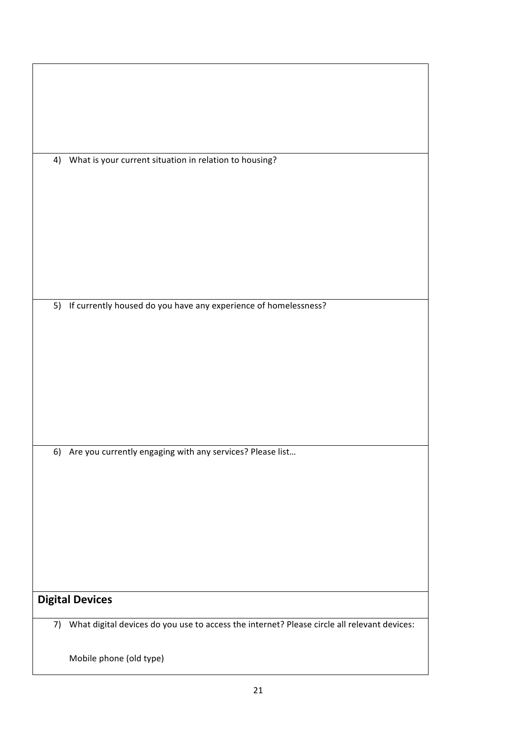4) What is your current situation in relation to housing?

5) If currently housed do you have any experience of homelessness?

6) Are you currently engaging with any services? Please list…

## Digital Devices

7) What digital devices do you use to access the internet? Please circle all relevant devices:

Mobile phone (old type)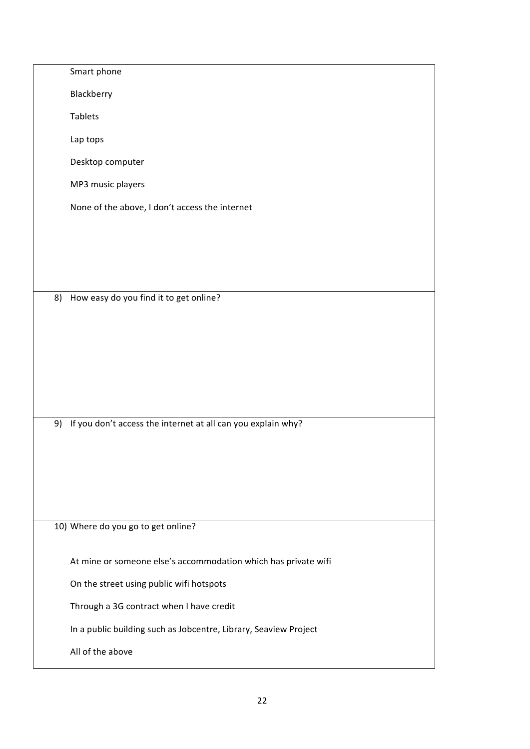Smart phone

Blackberry

Tablets

Lap tops

Desktop computer

MP3 music players

None of the above, I don't access the internet

8) How easy do you find it to get online?

9) If you don't access the internet at all can you explain why?

10) Where do you go to get online?

At mine or someone else's accommodation which has private wifi

On the street using public wifi hotspots

Through a 3G contract when I have credit

In a public building such as Jobcentre, Library, Seaview Project

All of the above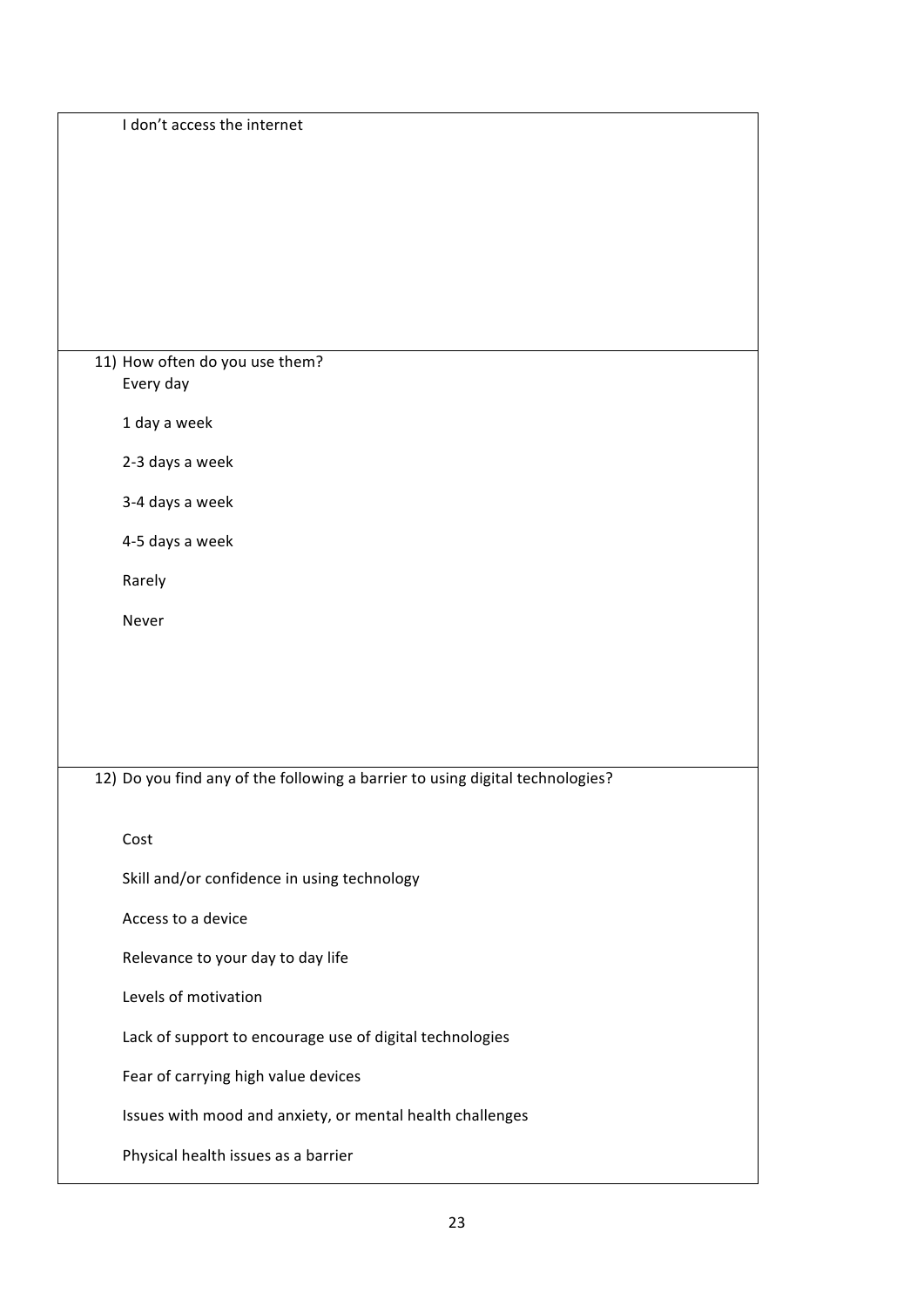I don't access the internet

11) How often do you use them?

Every day

1 day a week

2-3 days a week

3-4 days a week

4-5 days a week

Rarely

Never

12) Do you find any of the following a barrier to using digital technologies?

Cost

Skill and/or confidence in using technology

Access to a device

Relevance to your day to day life

Levels of motivation

Lack of support to encourage use of digital technologies

Fear of carrying high value devices

Issues with mood and anxiety, or mental health challenges

Physical health issues as a barrier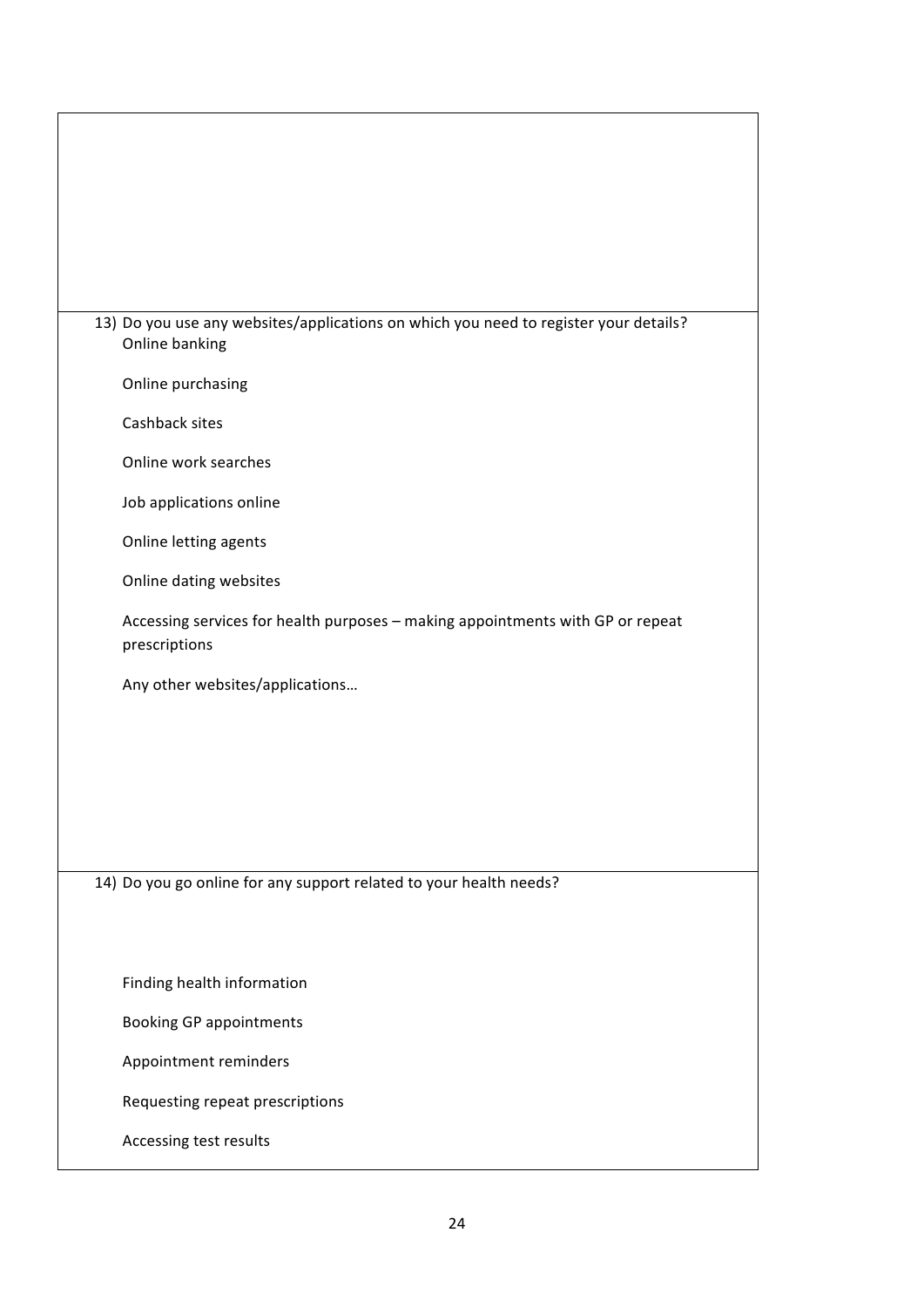13) Do you use any websites/applications on which you need to register your details?

Online banking

Online purchasing

Cashback sites

Online work searches

Job applications online

Online letting agents

Online dating websites

Accessing services for health purposes – making appointments with GP or repeat prescriptions

Any other websites/applications…

14) Do you go online for any support related to your health needs?

Finding health information

Booking GP appointments

Appointment reminders

Requesting repeat prescriptions

Accessing test results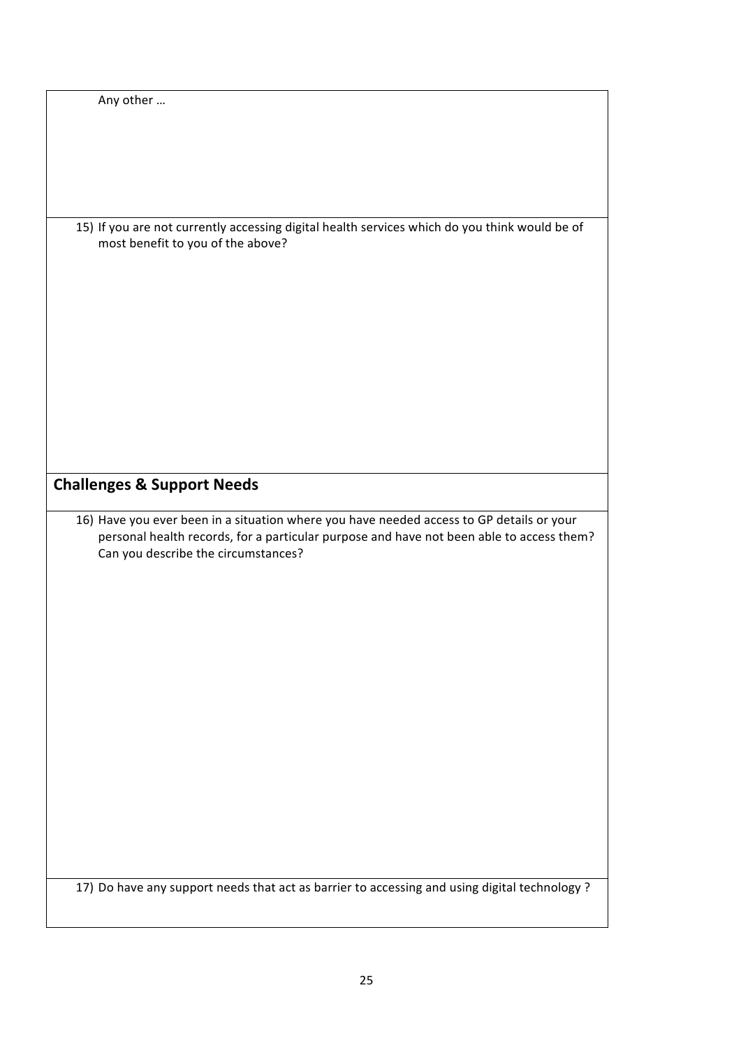Any other …

15) If you are not currently accessing digital health services which do you think would be of most benefit to you of the above?

## Challenges & Support Needs

16) Have you ever been in a situation where you have needed access to GP details or your personal health records, for a particular purpose and have not been able to access them? Can you describe the circumstances?

17) Do have any support needs that act as barrier to accessing and using digital technology ?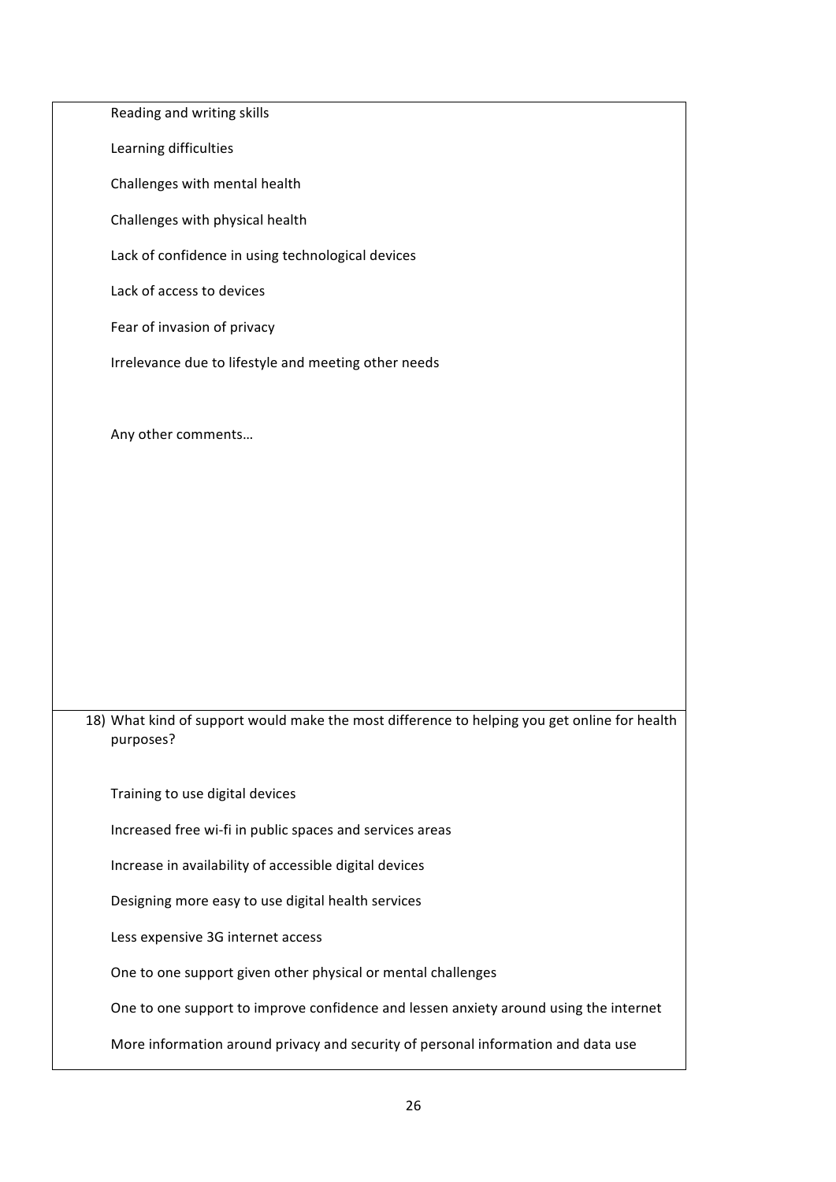Reading and writing skills

Learning difficulties

Challenges with mental health

Challenges with physical health

Lack of confidence in using technological devices

Lack of access to devices

Fear of invasion of privacy

Irrelevance due to lifestyle and meeting other needs

Any other comments…

18) What kind of support would make the most difference to helping you get online for health purposes?

Training to use digital devices

Increased free wi-fi in public spaces and services areas

Increase in availability of accessible digital devices

Designing more easy to use digital health services

Less expensive 3G internet access

One to one support given other physical or mental challenges

One to one support to improve confidence and lessen anxiety around using the internet

More information around privacy and security of personal information and data use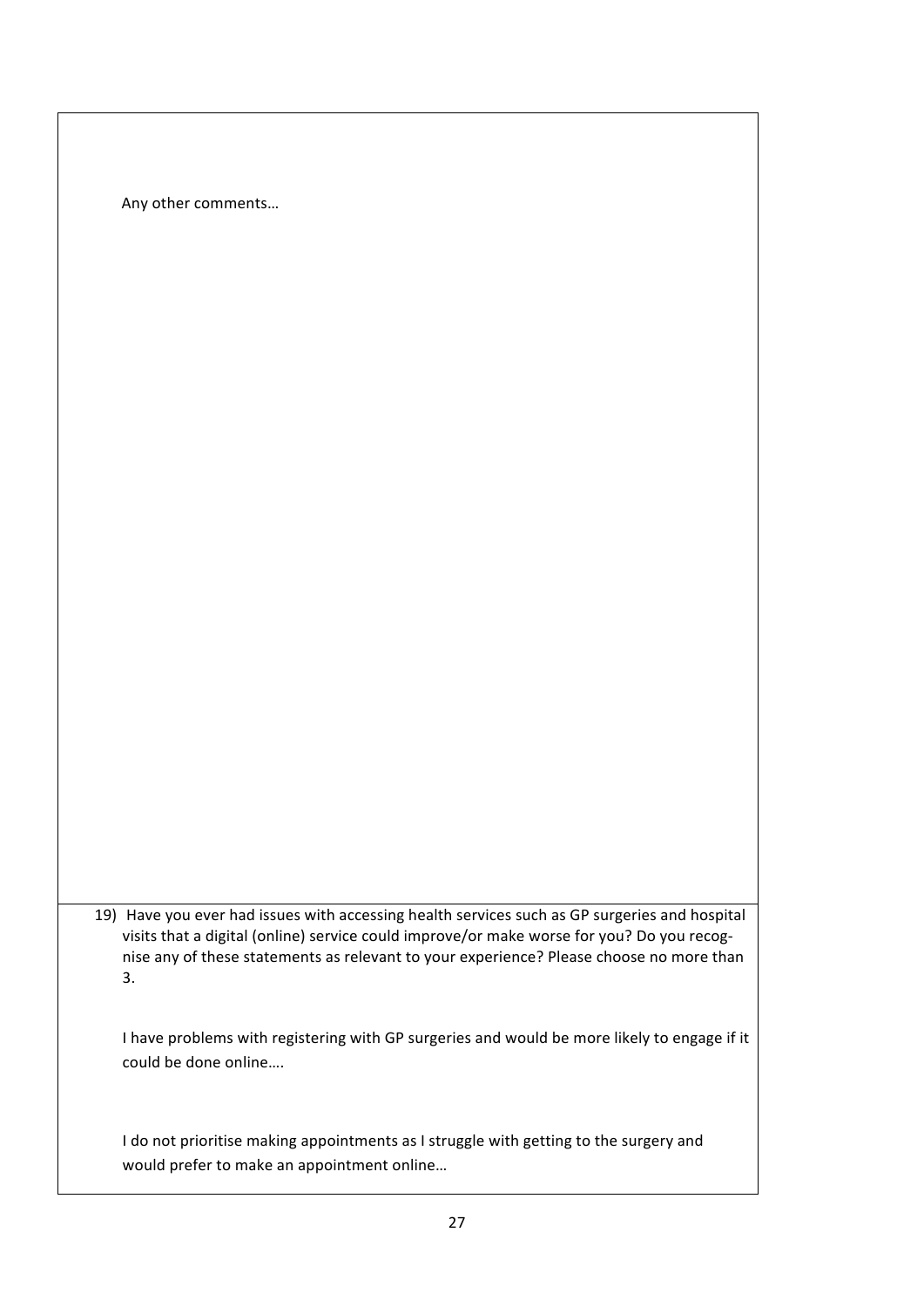Any other comments…

19) Have you ever had issues with accessing health services such as GP surgeries and hospital visits that a digital (online) service could improve/or make worse for you? Do you recognise any of these statements as relevant to your experience? Please choose no more than 3.

I have problems with registering with GP surgeries and would be more likely to engage if it could be done online….

I do not prioritise making appointments as I struggle with getting to the surgery and would prefer to make an appointment online…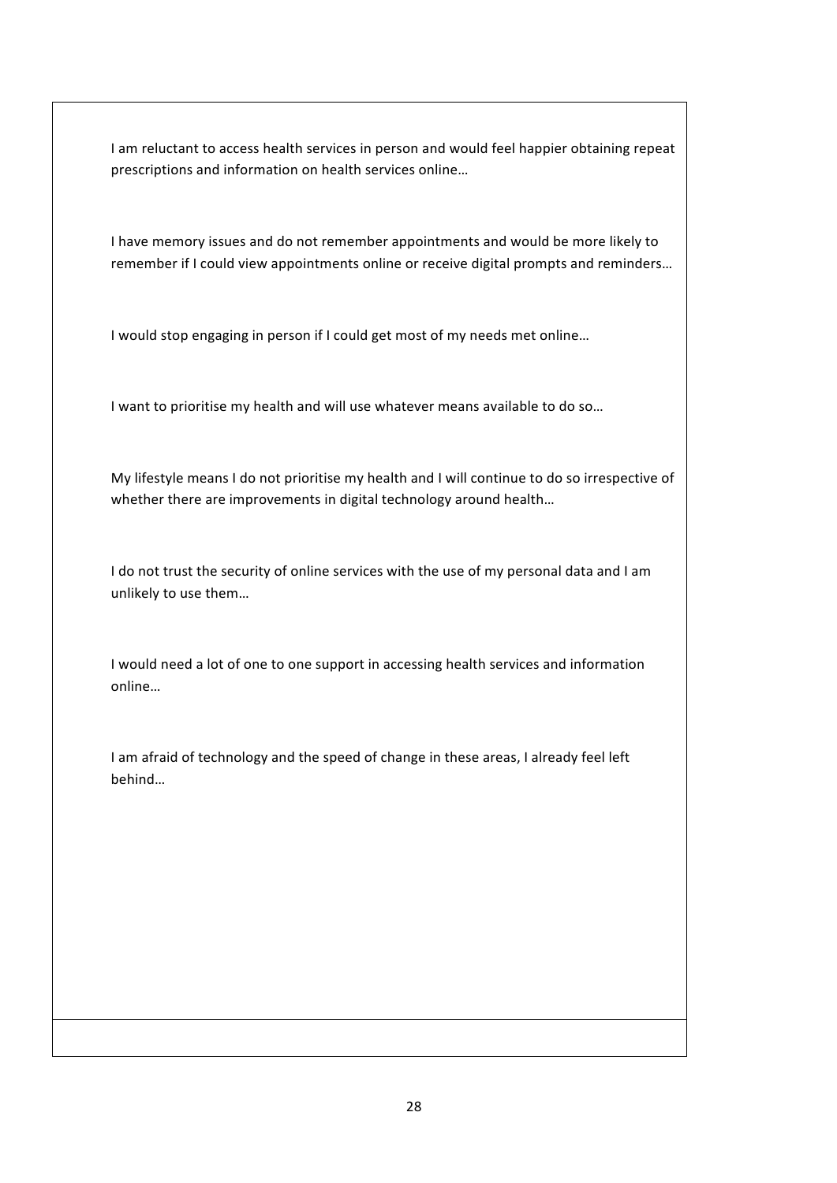I am reluctant to access health services in person and would feel happier obtaining repeat prescriptions and information on health services online…

I have memory issues and do not remember appointments and would be more likely to remember if I could view appointments online or receive digital prompts and reminders…

I would stop engaging in person if I could get most of my needs met online…

I want to prioritise my health and will use whatever means available to do so…

My lifestyle means I do not prioritise my health and I will continue to do so irrespective of whether there are improvements in digital technology around health…

I do not trust the security of online services with the use of my personal data and I am unlikely to use them…

I would need a lot of one to one support in accessing health services and information online…

I am afraid of technology and the speed of change in these areas, I already feel left behind…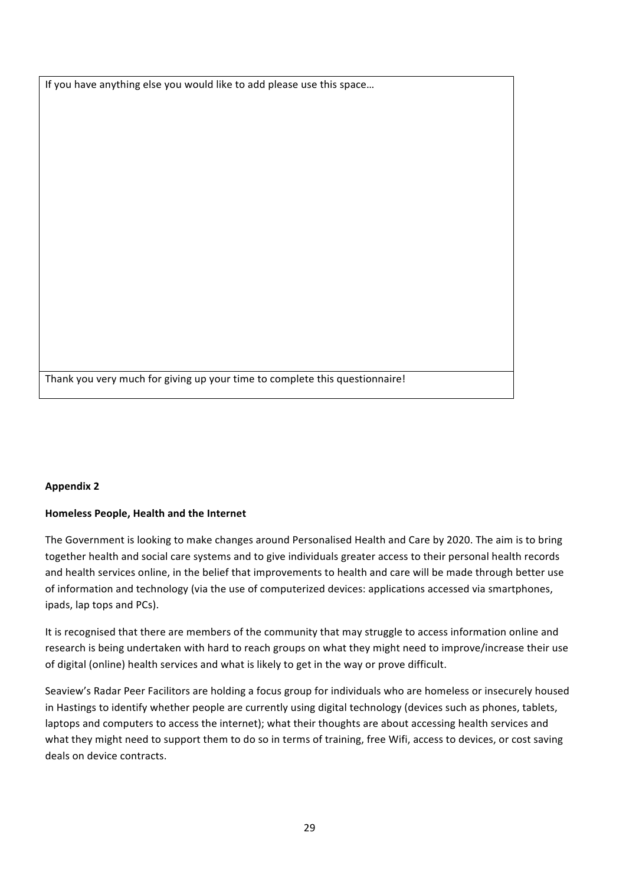| If you have anything else you would like to add please use this space… |
| --- |
| |
| Thank you very much for giving up your time to complete this questionnaire! |

**Appendix 2**

**Homeless People, Health and the Internet**

The Government is looking to make changes around Personalised Health and Care by 2020. The aim is to bring together health and social care systems and to give individuals greater access to their personal health records and health services online, in the belief that improvements to health and care will be made through better use of information and technology (via the use of computerized devices: applications accessed via smartphones, ipads, lap tops and PCs).

It is recognised that there are members of the community that may struggle to access information online and research is being undertaken with hard to reach groups on what they might need to improve/increase their use of digital (online) health services and what is likely to get in the way or prove difficult.

Seaview's Radar Peer Facilitors are holding a focus group for individuals who are homeless or insecurely housed in Hastings to identify whether people are currently using digital technology (devices such as phones, tablets, laptops and computers to access the internet); what their thoughts are about accessing health services and what they might need to support them to do so in terms of training, free Wifi, access to devices, or cost saving deals on device contracts.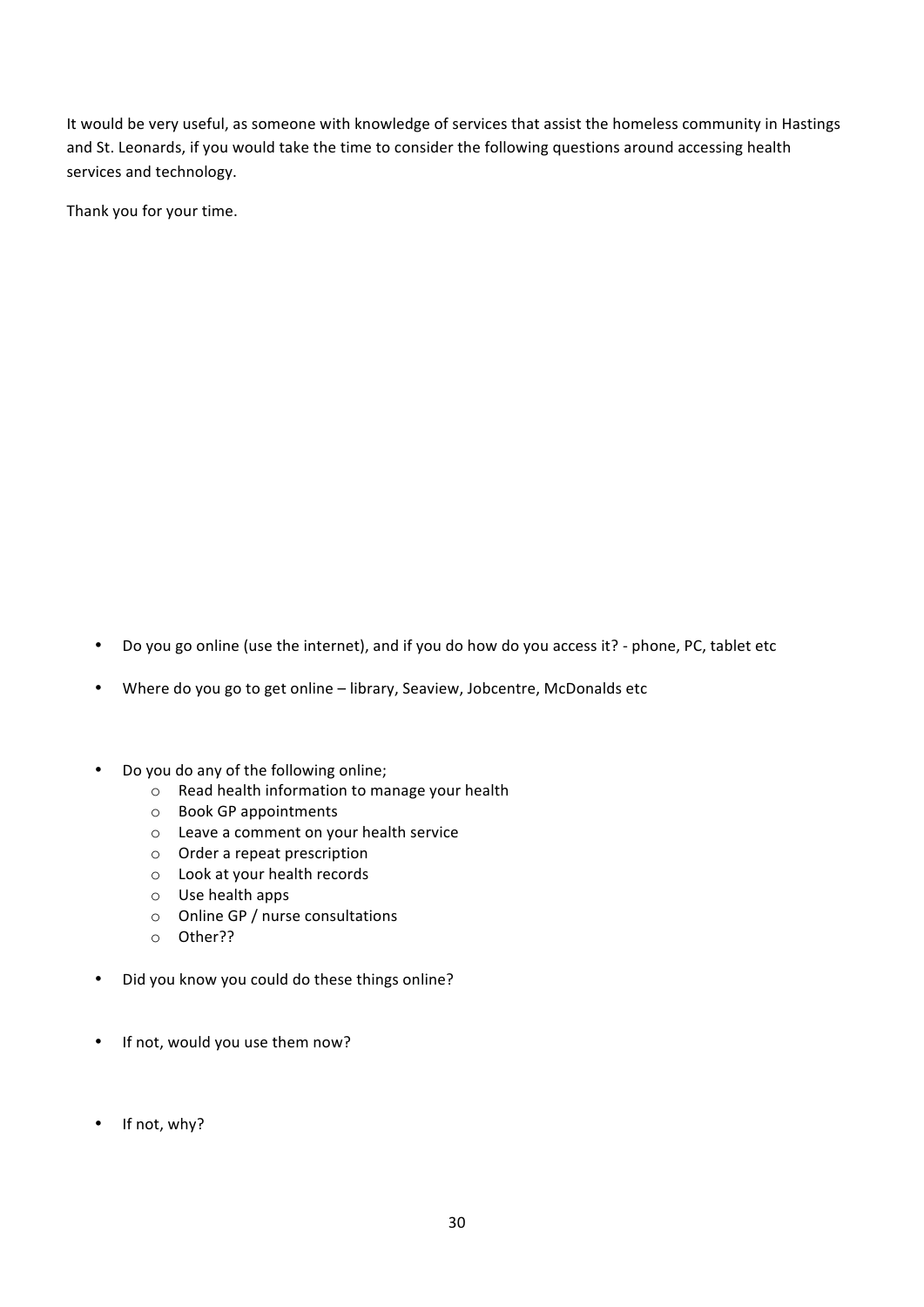It would be very useful, as someone with knowledge of services that assist the homeless community in Hastings and St. Leonards, if you would take the time to consider the following questions around accessing health services and technology.

Thank you for your time.

- Do you go online (use the internet), and if you do how do you access it? - phone, PC, tablet etc
- Where do you go to get online – library, Seaview, Jobcentre, McDonalds etc
- Do you do any of the following online;
  - Read health information to manage your health
  - Book GP appointments
  - Leave a comment on your health service
  - Order a repeat prescription
  - Look at your health records
  - Use health apps
  - Online GP / nurse consultations
  - Other??
- Did you know you could do these things online?
- If not, would you use them now?
- If not, why?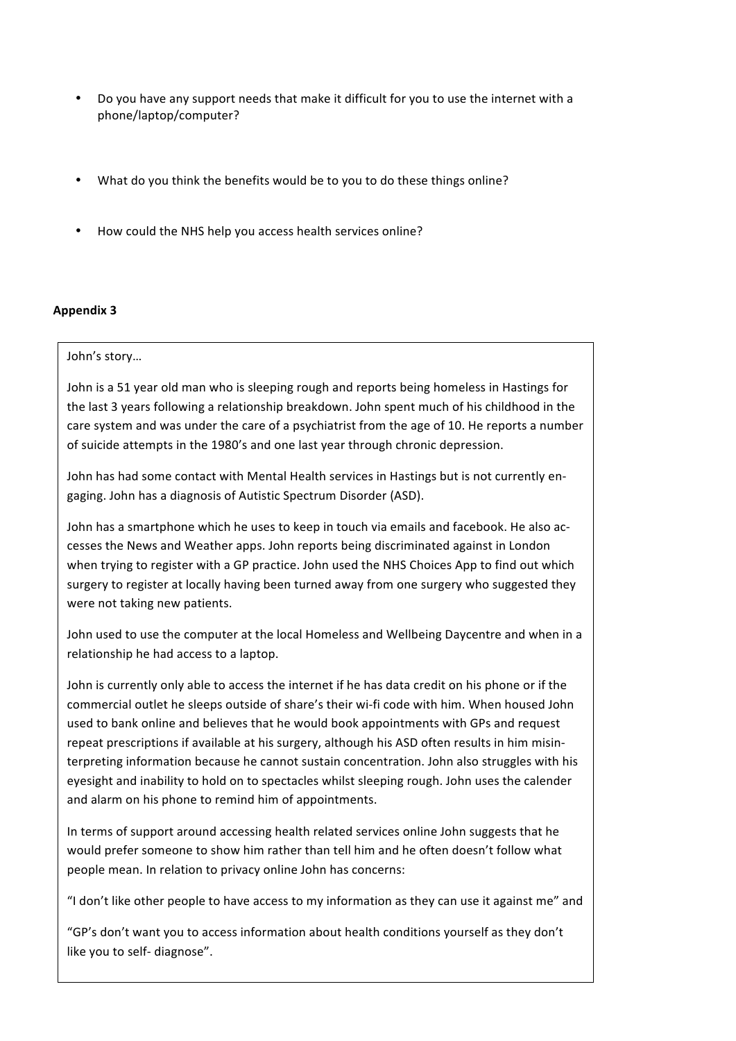- Do you have any support needs that make it difficult for you to use the internet with a phone/laptop/computer?

- What do you think the benefits would be to you to do these things online?

- How could the NHS help you access health services online?

**Appendix 3**

John's story…

John is a 51 year old man who is sleeping rough and reports being homeless in Hastings for the last 3 years following a relationship breakdown. John spent much of his childhood in the care system and was under the care of a psychiatrist from the age of 10. He reports a number of suicide attempts in the 1980's and one last year through chronic depression.

John has had some contact with Mental Health services in Hastings but is not currently engaging. John has a diagnosis of Autistic Spectrum Disorder (ASD).

John has a smartphone which he uses to keep in touch via emails and facebook. He also accesses the News and Weather apps. John reports being discriminated against in London when trying to register with a GP practice. John used the NHS Choices App to find out which surgery to register at locally having been turned away from one surgery who suggested they were not taking new patients.

John used to use the computer at the local Homeless and Wellbeing Daycentre and when in a relationship he had access to a laptop.

John is currently only able to access the internet if he has data credit on his phone or if the commercial outlet he sleeps outside of share's their wi-fi code with him. When housed John used to bank online and believes that he would book appointments with GPs and request repeat prescriptions if available at his surgery, although his ASD often results in him misinterpreting information because he cannot sustain concentration. John also struggles with his eyesight and inability to hold on to spectacles whilst sleeping rough. John uses the calender and alarm on his phone to remind him of appointments.

In terms of support around accessing health related services online John suggests that he would prefer someone to show him rather than tell him and he often doesn't follow what people mean. In relation to privacy online John has concerns:

"I don't like other people to have access to my information as they can use it against me" and

"GP's don't want you to access information about health conditions yourself as they don't like you to self- diagnose".